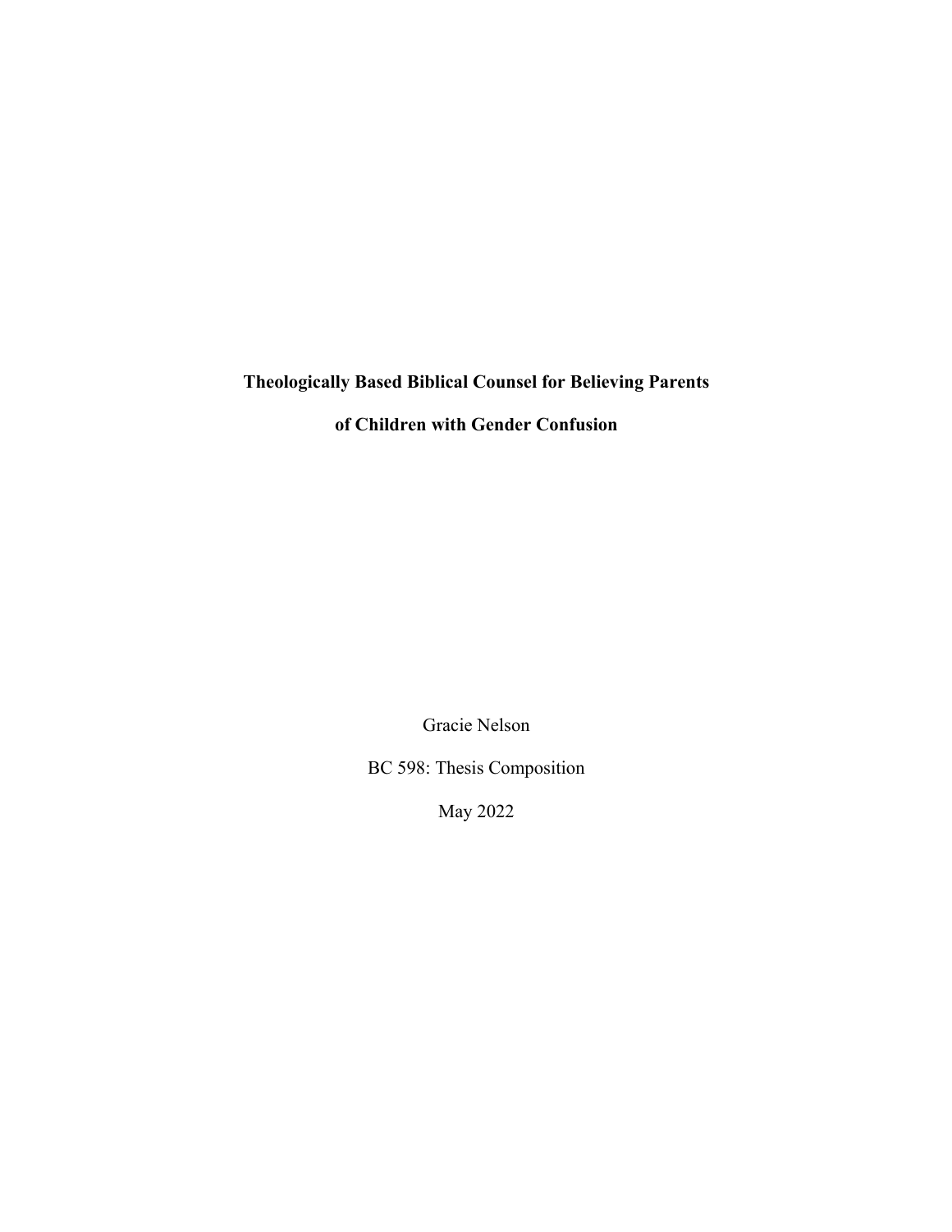# Theologically Based Biblical Counsel for Believing Parents of Children with Gender Confusion

Gracie Nelson

BC 598: Thesis Composition

May 2022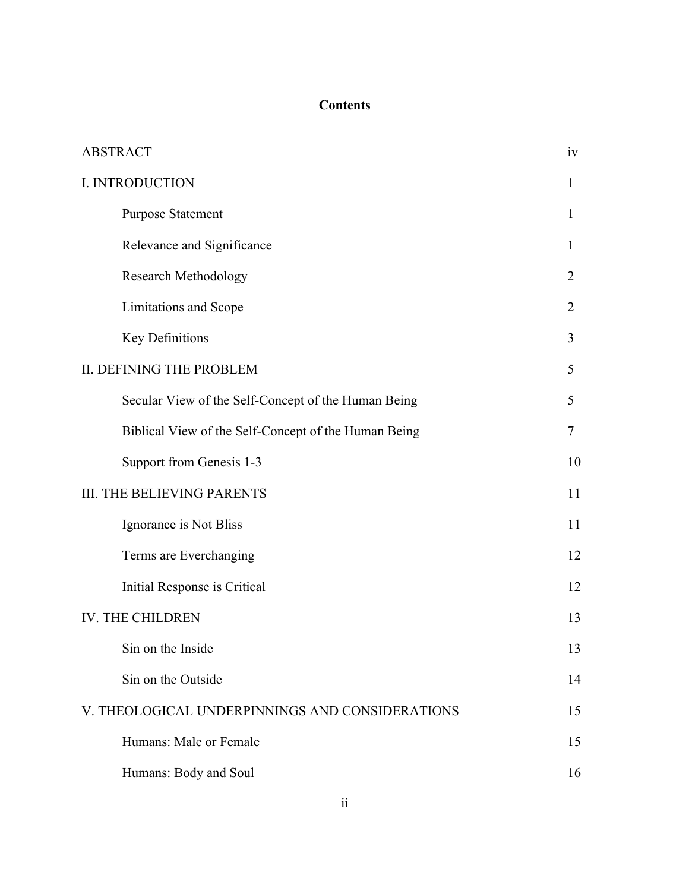# Contents

| | |
|---|---|
| ABSTRACT | iv |
| I. INTRODUCTION | 1 |
| Purpose Statement | 1 |
| Relevance and Significance | 1 |
| Research Methodology | 2 |
| Limitations and Scope | 2 |
| Key Definitions | 3 |
| II. DEFINING THE PROBLEM | 5 |
| Secular View of the Self-Concept of the Human Being | 5 |
| Biblical View of the Self-Concept of the Human Being | 7 |
| Support from Genesis 1-3 | 10 |
| III. THE BELIEVING PARENTS | 11 |
| Ignorance is Not Bliss | 11 |
| Terms are Everchanging | 12 |
| Initial Response is Critical | 12 |
| IV. THE CHILDREN | 13 |
| Sin on the Inside | 13 |
| Sin on the Outside | 14 |
| V. THEOLOGICAL UNDERPINNINGS AND CONSIDERATIONS | 15 |
| Humans: Male or Female | 15 |
| Humans: Body and Soul | 16 |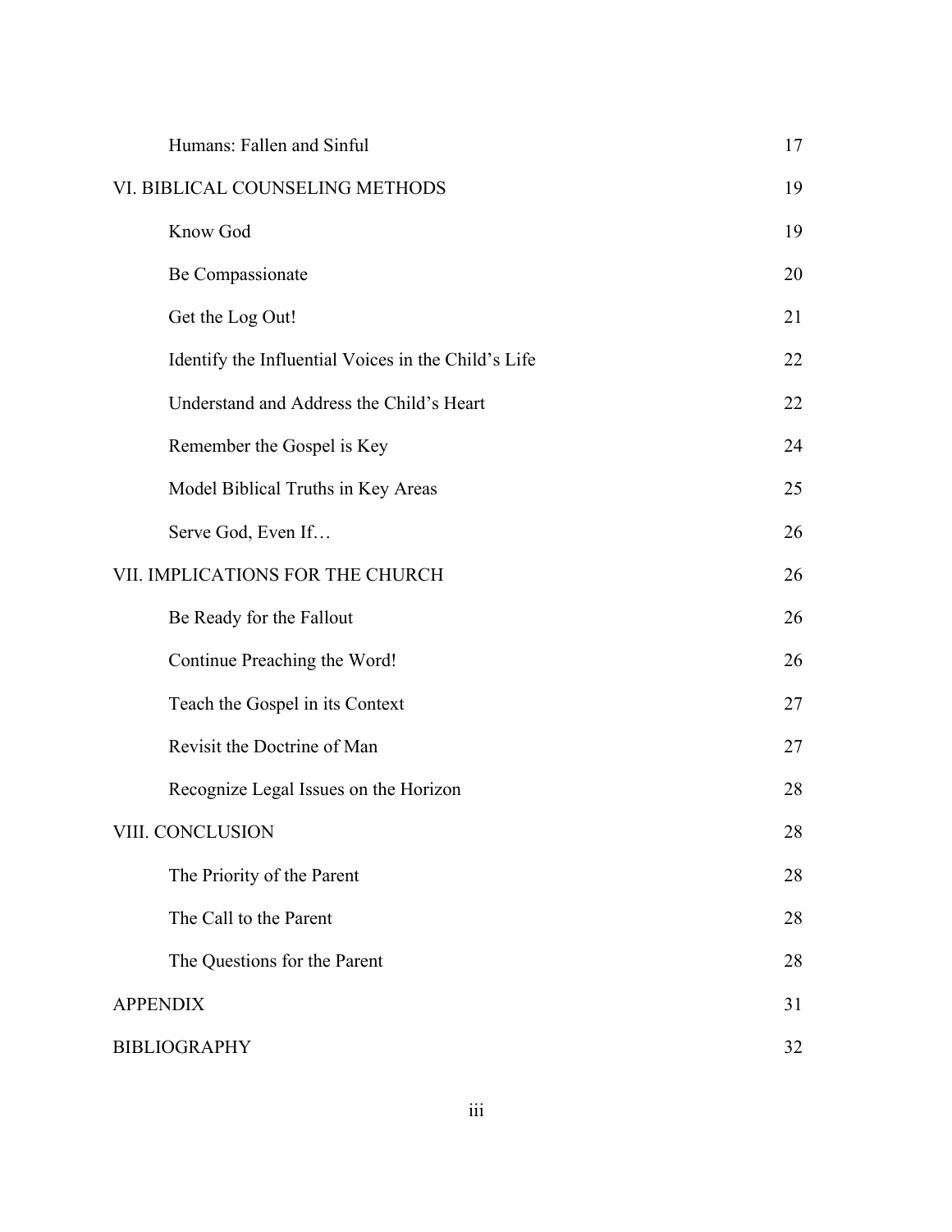| | |
|---|---|
| Humans: Fallen and Sinful | 17 |
| VI. BIBLICAL COUNSELING METHODS | 19 |
| Know God | 19 |
| Be Compassionate | 20 |
| Get the Log Out! | 21 |
| Identify the Influential Voices in the Child's Life | 22 |
| Understand and Address the Child's Heart | 22 |
| Remember the Gospel is Key | 24 |
| Model Biblical Truths in Key Areas | 25 |
| Serve God, Even If… | 26 |
| VII. IMPLICATIONS FOR THE CHURCH | 26 |
| Be Ready for the Fallout | 26 |
| Continue Preaching the Word! | 26 |
| Teach the Gospel in its Context | 27 |
| Revisit the Doctrine of Man | 27 |
| Recognize Legal Issues on the Horizon | 28 |
| VIII. CONCLUSION | 28 |
| The Priority of the Parent | 28 |
| The Call to the Parent | 28 |
| The Questions for the Parent | 28 |
| APPENDIX | 31 |
| BIBLIOGRAPHY | 32 |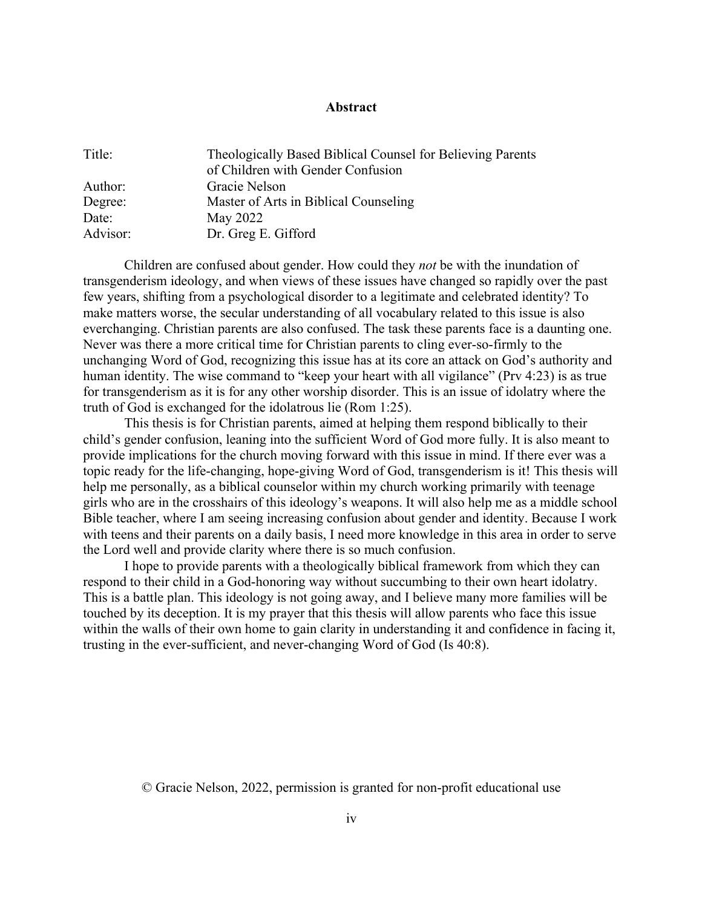# Abstract

| | |
|---|---|
| Title: | Theologically Based Biblical Counsel for Believing Parents of Children with Gender Confusion |
| Author: | Gracie Nelson |
| Degree: | Master of Arts in Biblical Counseling |
| Date: | May 2022 |
| Advisor: | Dr. Greg E. Gifford |

Children are confused about gender. How could they *not* be with the inundation of transgenderism ideology, and when views of these issues have changed so rapidly over the past few years, shifting from a psychological disorder to a legitimate and celebrated identity? To make matters worse, the secular understanding of all vocabulary related to this issue is also everchanging. Christian parents are also confused. The task these parents face is a daunting one. Never was there a more critical time for Christian parents to cling ever-so-firmly to the unchanging Word of God, recognizing this issue has at its core an attack on God's authority and human identity. The wise command to "keep your heart with all vigilance" (Prv 4:23) is as true for transgenderism as it is for any other worship disorder. This is an issue of idolatry where the truth of God is exchanged for the idolatrous lie (Rom 1:25).

This thesis is for Christian parents, aimed at helping them respond biblically to their child's gender confusion, leaning into the sufficient Word of God more fully. It is also meant to provide implications for the church moving forward with this issue in mind. If there ever was a topic ready for the life-changing, hope-giving Word of God, transgenderism is it! This thesis will help me personally, as a biblical counselor within my church working primarily with teenage girls who are in the crosshairs of this ideology's weapons. It will also help me as a middle school Bible teacher, where I am seeing increasing confusion about gender and identity. Because I work with teens and their parents on a daily basis, I need more knowledge in this area in order to serve the Lord well and provide clarity where there is so much confusion.

I hope to provide parents with a theologically biblical framework from which they can respond to their child in a God-honoring way without succumbing to their own heart idolatry. This is a battle plan. This ideology is not going away, and I believe many more families will be touched by its deception. It is my prayer that this thesis will allow parents who face this issue within the walls of their own home to gain clarity in understanding it and confidence in facing it, trusting in the ever-sufficient, and never-changing Word of God (Is 40:8).

© Gracie Nelson, 2022, permission is granted for non-profit educational use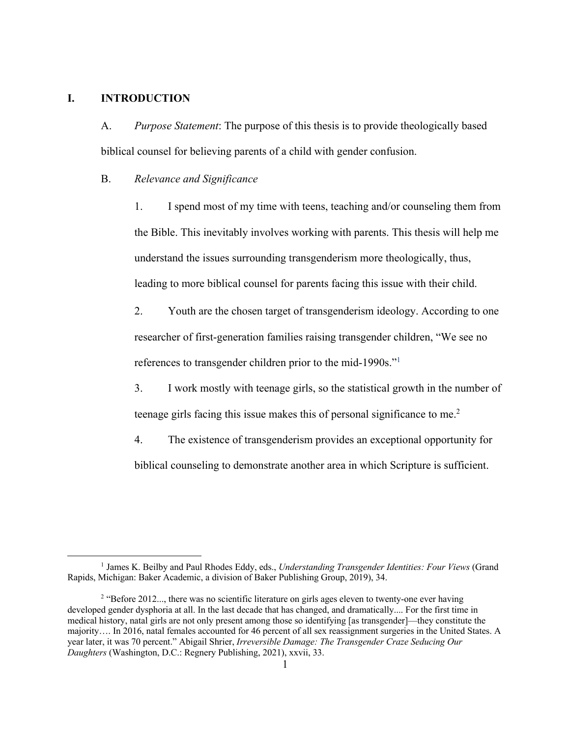## I. INTRODUCTION

A. *Purpose Statement*: The purpose of this thesis is to provide theologically based biblical counsel for believing parents of a child with gender confusion.

B. *Relevance and Significance*

1. I spend most of my time with teens, teaching and/or counseling them from the Bible. This inevitably involves working with parents. This thesis will help me understand the issues surrounding transgenderism more theologically, thus, leading to more biblical counsel for parents facing this issue with their child.

2. Youth are the chosen target of transgenderism ideology. According to one researcher of first-generation families raising transgender children, "We see no references to transgender children prior to the mid-1990s."[1]

3. I work mostly with teenage girls, so the statistical growth in the number of teenage girls facing this issue makes this of personal significance to me.[2]

4. The existence of transgenderism provides an exceptional opportunity for biblical counseling to demonstrate another area in which Scripture is sufficient.

---

[1] James K. Beilby and Paul Rhodes Eddy, eds., *Understanding Transgender Identities: Four Views* (Grand Rapids, Michigan: Baker Academic, a division of Baker Publishing Group, 2019), 34.

[2] "Before 2012..., there was no scientific literature on girls ages eleven to twenty-one ever having developed gender dysphoria at all. In the last decade that has changed, and dramatically.... For the first time in medical history, natal girls are not only present among those so identifying [as transgender]—they constitute the majority…. In 2016, natal females accounted for 46 percent of all sex reassignment surgeries in the United States. A year later, it was 70 percent." Abigail Shrier, *Irreversible Damage: The Transgender Craze Seducing Our Daughters* (Washington, D.C.: Regnery Publishing, 2021), xxvii, 33.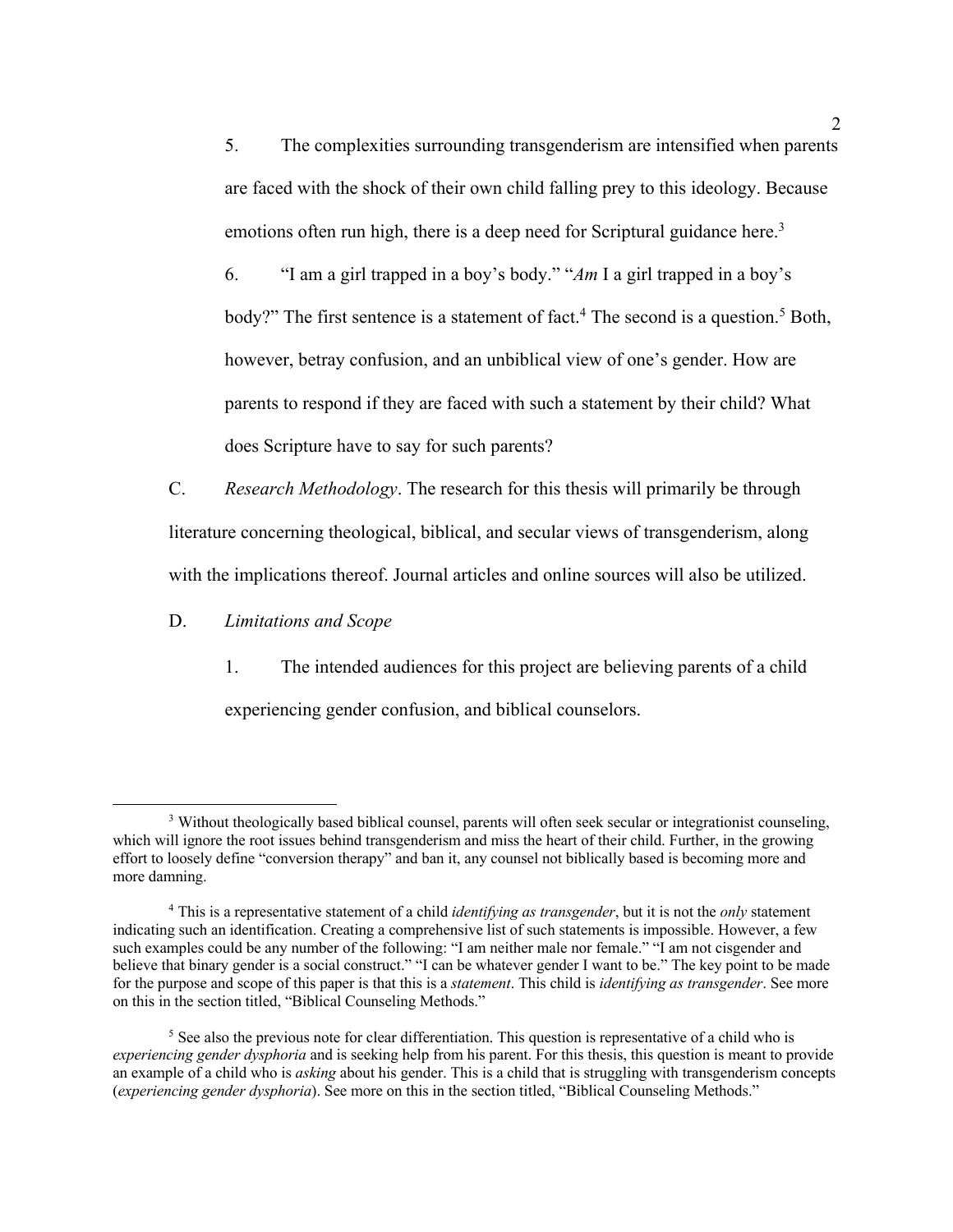5. The complexities surrounding transgenderism are intensified when parents are faced with the shock of their own child falling prey to this ideology. Because emotions often run high, there is a deep need for Scriptural guidance here.[3]

6. "I am a girl trapped in a boy's body." "*Am* I a girl trapped in a boy's body?" The first sentence is a statement of fact.[4] The second is a question.[5] Both, however, betray confusion, and an unbiblical view of one's gender. How are parents to respond if they are faced with such a statement by their child? What does Scripture have to say for such parents?

C. *Research Methodology*. The research for this thesis will primarily be through literature concerning theological, biblical, and secular views of transgenderism, along with the implications thereof. Journal articles and online sources will also be utilized.

D. *Limitations and Scope*

1. The intended audiences for this project are believing parents of a child experiencing gender confusion, and biblical counselors.

---

[3] Without theologically based biblical counsel, parents will often seek secular or integrationist counseling, which will ignore the root issues behind transgenderism and miss the heart of their child. Further, in the growing effort to loosely define "conversion therapy" and ban it, any counsel not biblically based is becoming more and more damning.

[4] This is a representative statement of a child *identifying as transgender*, but it is not the *only* statement indicating such an identification. Creating a comprehensive list of such statements is impossible. However, a few such examples could be any number of the following: "I am neither male nor female." "I am not cisgender and believe that binary gender is a social construct." "I can be whatever gender I want to be." The key point to be made for the purpose and scope of this paper is that this is a *statement*. This child is *identifying as transgender*. See more on this in the section titled, "Biblical Counseling Methods."

[5] See also the previous note for clear differentiation. This question is representative of a child who is *experiencing gender dysphoria* and is seeking help from his parent. For this thesis, this question is meant to provide an example of a child who is *asking* about his gender. This is a child that is struggling with transgenderism concepts (*experiencing gender dysphoria*). See more on this in the section titled, "Biblical Counseling Methods."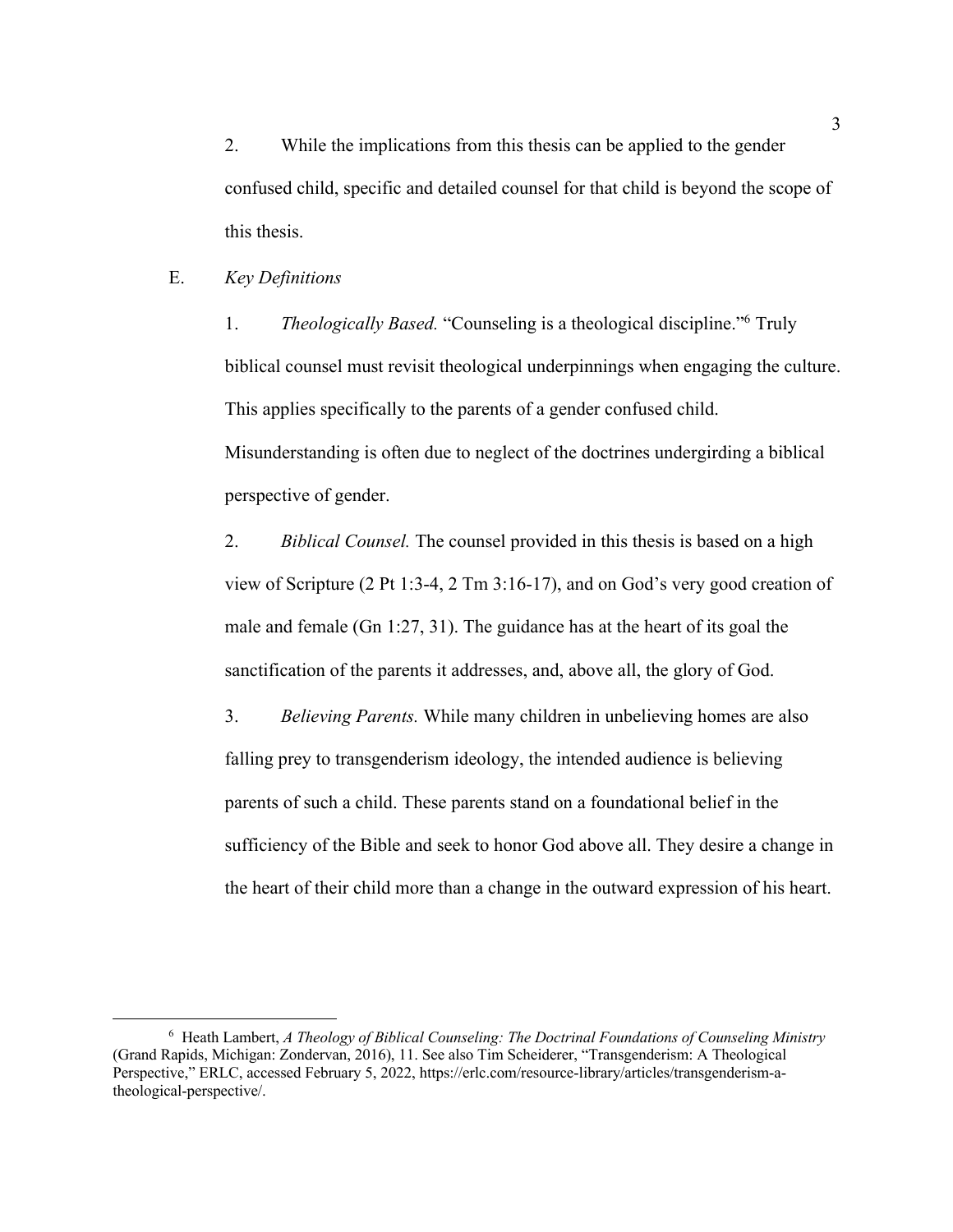2. While the implications from this thesis can be applied to the gender confused child, specific and detailed counsel for that child is beyond the scope of this thesis.

E. *Key Definitions*

1. *Theologically Based.* "Counseling is a theological discipline."[6] Truly biblical counsel must revisit theological underpinnings when engaging the culture. This applies specifically to the parents of a gender confused child. Misunderstanding is often due to neglect of the doctrines undergirding a biblical perspective of gender.

2. *Biblical Counsel.* The counsel provided in this thesis is based on a high view of Scripture (2 Pt 1:3-4, 2 Tm 3:16-17), and on God's very good creation of male and female (Gn 1:27, 31). The guidance has at the heart of its goal the sanctification of the parents it addresses, and, above all, the glory of God.

3. *Believing Parents.* While many children in unbelieving homes are also falling prey to transgenderism ideology, the intended audience is believing parents of such a child. These parents stand on a foundational belief in the sufficiency of the Bible and seek to honor God above all. They desire a change in the heart of their child more than a change in the outward expression of his heart.

---

[6] Heath Lambert, *A Theology of Biblical Counseling: The Doctrinal Foundations of Counseling Ministry* (Grand Rapids, Michigan: Zondervan, 2016), 11. See also Tim Scheiderer, "Transgenderism: A Theological Perspective," ERLC, accessed February 5, 2022, https://erlc.com/resource-library/articles/transgenderism-a-theological-perspective/.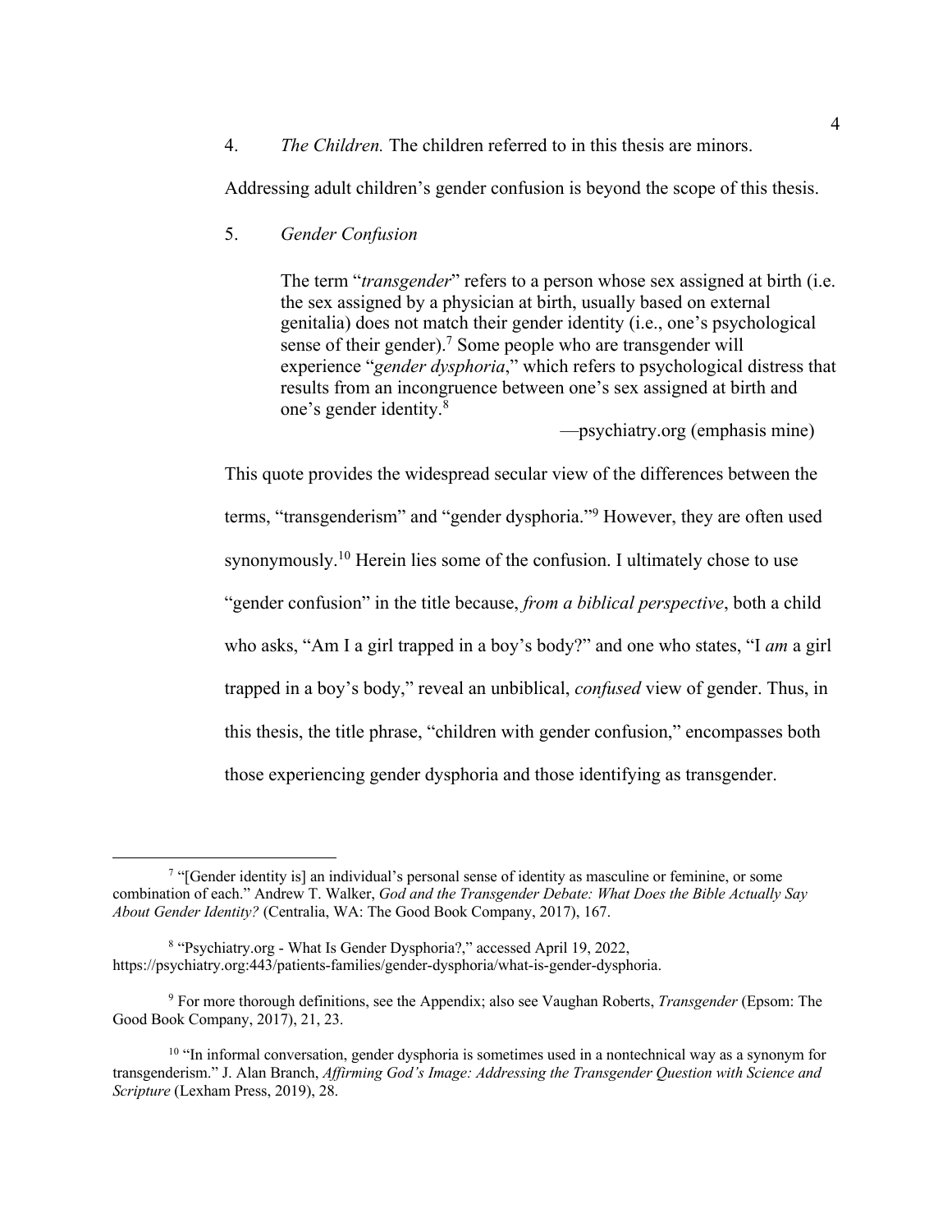4. *The Children.* The children referred to in this thesis are minors. Addressing adult children's gender confusion is beyond the scope of this thesis.

5. *Gender Confusion*

> The term "*transgender*" refers to a person whose sex assigned at birth (i.e. the sex assigned by a physician at birth, usually based on external genitalia) does not match their gender identity (i.e., one's psychological sense of their gender).[7] Some people who are transgender will experience "*gender dysphoria*," which refers to psychological distress that results from an incongruence between one's sex assigned at birth and one's gender identity.[8]
>
> —psychiatry.org (emphasis mine)

This quote provides the widespread secular view of the differences between the terms, "transgenderism" and "gender dysphoria."[9] However, they are often used synonymously.[10] Herein lies some of the confusion. I ultimately chose to use "gender confusion" in the title because, *from a biblical perspective*, both a child who asks, "Am I a girl trapped in a boy's body?" and one who states, "I *am* a girl trapped in a boy's body," reveal an unbiblical, *confused* view of gender. Thus, in this thesis, the title phrase, "children with gender confusion," encompasses both those experiencing gender dysphoria and those identifying as transgender.

---

[7] "[Gender identity is] an individual's personal sense of identity as masculine or feminine, or some combination of each." Andrew T. Walker, *God and the Transgender Debate: What Does the Bible Actually Say About Gender Identity?* (Centralia, WA: The Good Book Company, 2017), 167.

[8] "Psychiatry.org - What Is Gender Dysphoria?," accessed April 19, 2022, https://psychiatry.org:443/patients-families/gender-dysphoria/what-is-gender-dysphoria.

[9] For more thorough definitions, see the Appendix; also see Vaughan Roberts, *Transgender* (Epsom: The Good Book Company, 2017), 21, 23.

[10] "In informal conversation, gender dysphoria is sometimes used in a nontechnical way as a synonym for transgenderism." J. Alan Branch, *Affirming God's Image: Addressing the Transgender Question with Science and Scripture* (Lexham Press, 2019), 28.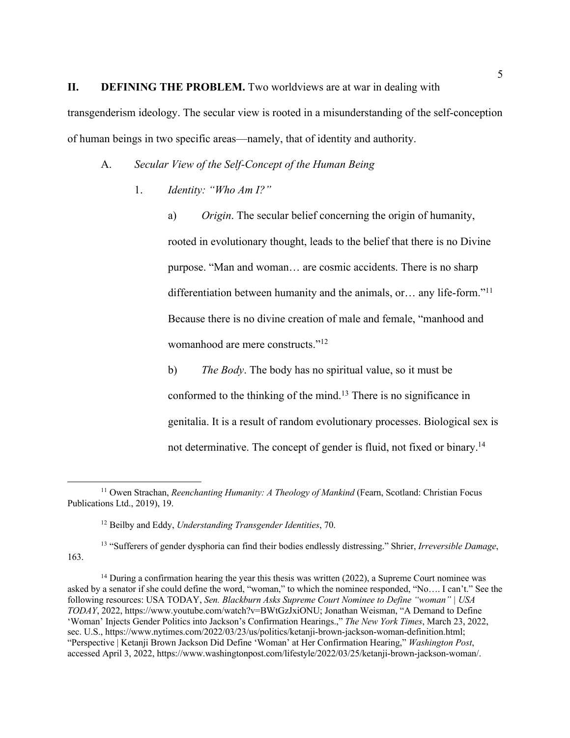## II. DEFINING THE PROBLEM.

**II. DEFINING THE PROBLEM.** Two worldviews are at war in dealing with transgenderism ideology. The secular view is rooted in a misunderstanding of the self-conception of human beings in two specific areas—namely, that of identity and authority.

### A. *Secular View of the Self-Concept of the Human Being*

#### 1. *Identity: "Who Am I?"*

a) *Origin*. The secular belief concerning the origin of humanity, rooted in evolutionary thought, leads to the belief that there is no Divine purpose. "Man and woman… are cosmic accidents. There is no sharp differentiation between humanity and the animals, or… any life-form."[11] Because there is no divine creation of male and female, "manhood and womanhood are mere constructs."[12]

b) *The Body*. The body has no spiritual value, so it must be conformed to the thinking of the mind.[13] There is no significance in genitalia. It is a result of random evolutionary processes. Biological sex is not determinative. The concept of gender is fluid, not fixed or binary.[14]

---

[11] Owen Strachan, *Reenchanting Humanity: A Theology of Mankind* (Fearn, Scotland: Christian Focus Publications Ltd., 2019), 19.

[12] Beilby and Eddy, *Understanding Transgender Identities*, 70.

[13] "Sufferers of gender dysphoria can find their bodies endlessly distressing." Shrier, *Irreversible Damage*, 163.

[14] During a confirmation hearing the year this thesis was written (2022), a Supreme Court nominee was asked by a senator if she could define the word, "woman," to which the nominee responded, "No…. I can't." See the following resources: USA TODAY, *Sen. Blackburn Asks Supreme Court Nominee to Define "woman" | USA TODAY*, 2022, https://www.youtube.com/watch?v=BWtGzJxiONU; Jonathan Weisman, "A Demand to Define 'Woman' Injects Gender Politics into Jackson's Confirmation Hearings.," *The New York Times*, March 23, 2022, sec. U.S., https://www.nytimes.com/2022/03/23/us/politics/ketanji-brown-jackson-woman-definition.html; "Perspective | Ketanji Brown Jackson Did Define 'Woman' at Her Confirmation Hearing," *Washington Post*, accessed April 3, 2022, https://www.washingtonpost.com/lifestyle/2022/03/25/ketanji-brown-jackson-woman/.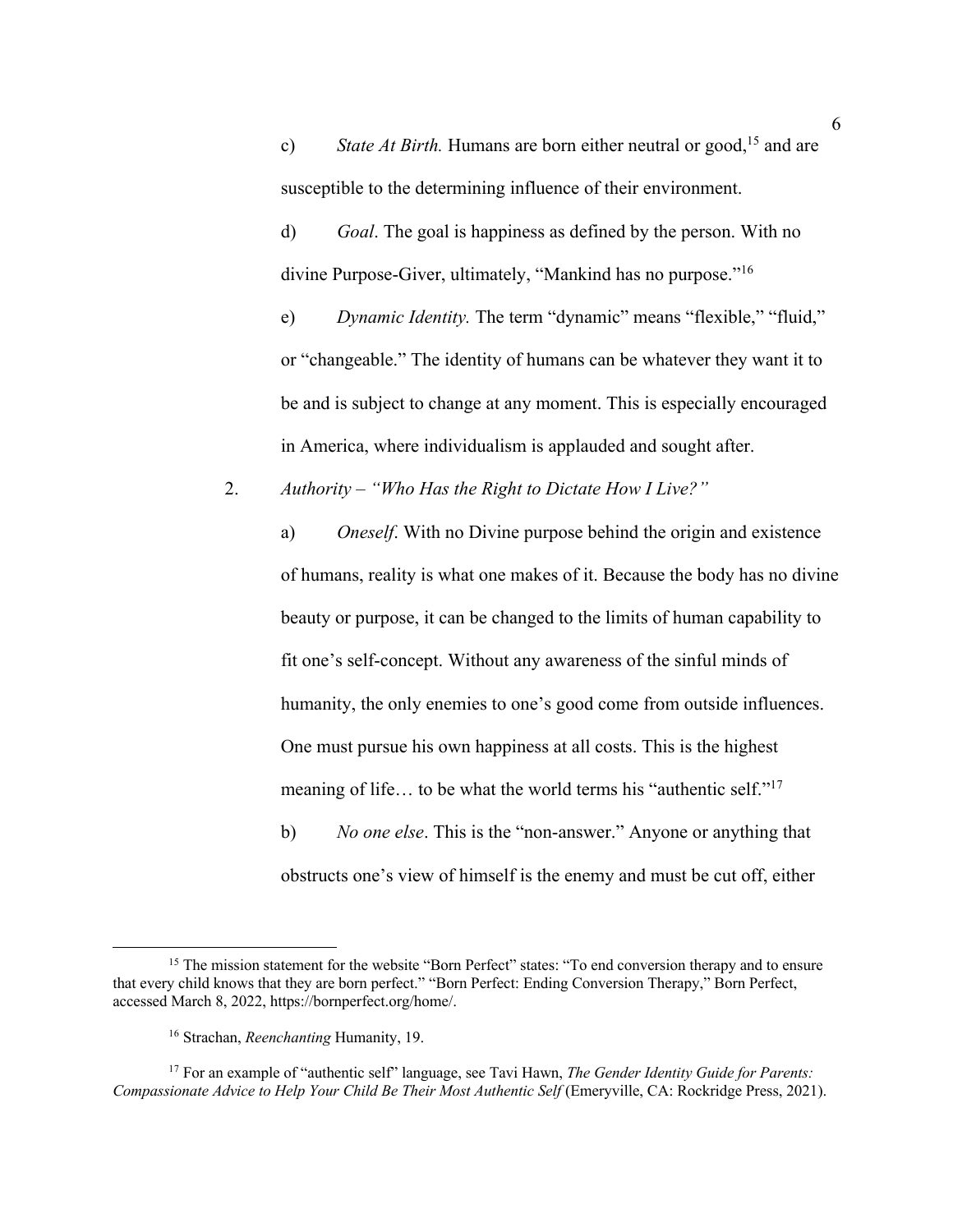c) *State At Birth.* Humans are born either neutral or good,[15] and are susceptible to the determining influence of their environment.

d) *Goal*. The goal is happiness as defined by the person. With no divine Purpose-Giver, ultimately, "Mankind has no purpose."[16]

e) *Dynamic Identity.* The term "dynamic" means "flexible," "fluid," or "changeable." The identity of humans can be whatever they want it to be and is subject to change at any moment. This is especially encouraged in America, where individualism is applauded and sought after.

2. *Authority – "Who Has the Right to Dictate How I Live?"*

a) *Oneself*. With no Divine purpose behind the origin and existence of humans, reality is what one makes of it. Because the body has no divine beauty or purpose, it can be changed to the limits of human capability to fit one's self-concept. Without any awareness of the sinful minds of humanity, the only enemies to one's good come from outside influences. One must pursue his own happiness at all costs. This is the highest meaning of life… to be what the world terms his "authentic self."[17]

b) *No one else*. This is the "non-answer." Anyone or anything that obstructs one's view of himself is the enemy and must be cut off, either

---

[15] The mission statement for the website "Born Perfect" states: "To end conversion therapy and to ensure that every child knows that they are born perfect." "Born Perfect: Ending Conversion Therapy," Born Perfect, accessed March 8, 2022, https://bornperfect.org/home/.

[16] Strachan, *Reenchanting* Humanity, 19.

[17] For an example of "authentic self" language, see Tavi Hawn, *The Gender Identity Guide for Parents: Compassionate Advice to Help Your Child Be Their Most Authentic Self* (Emeryville, CA: Rockridge Press, 2021).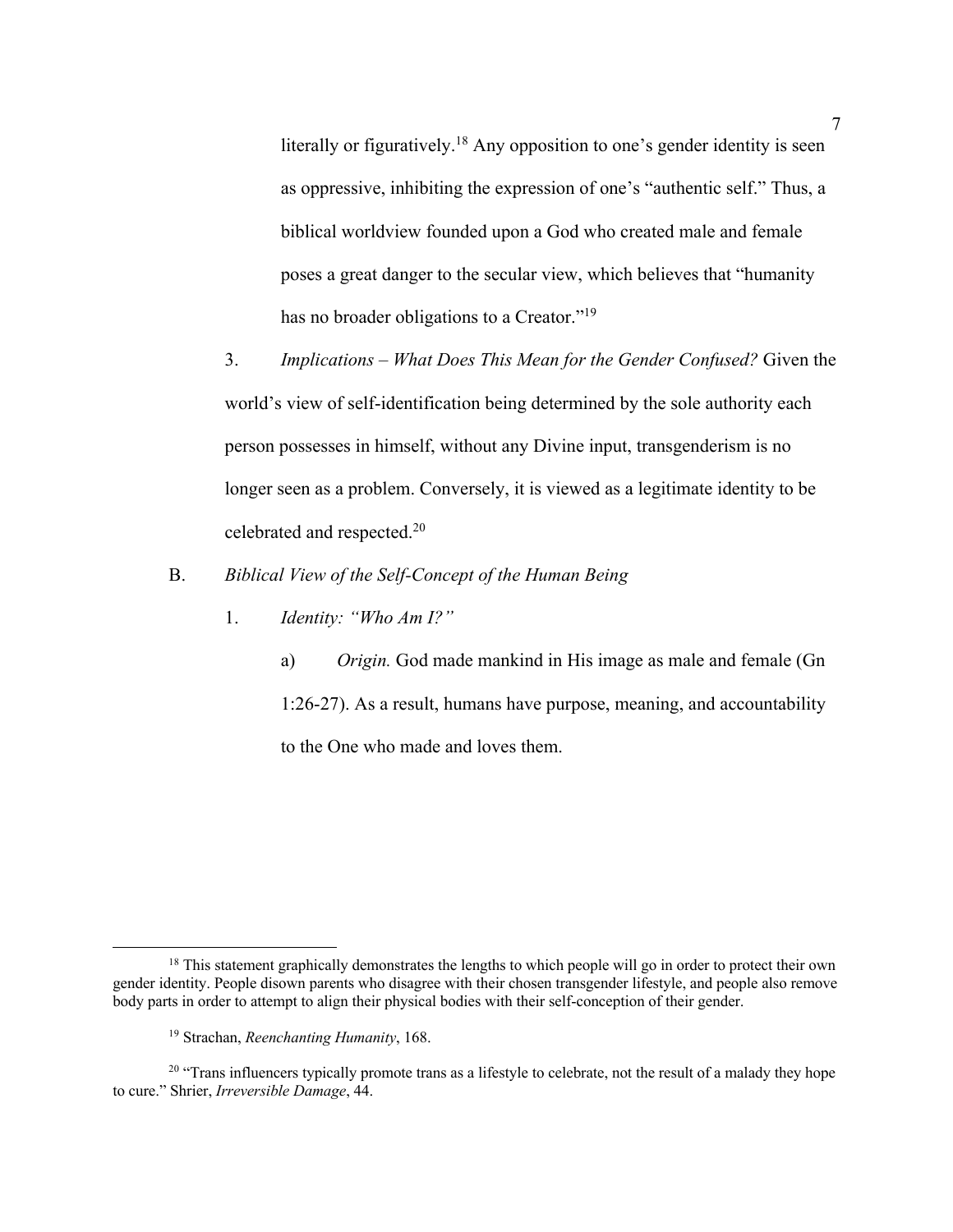literally or figuratively.[18] Any opposition to one's gender identity is seen as oppressive, inhibiting the expression of one's "authentic self." Thus, a biblical worldview founded upon a God who created male and female poses a great danger to the secular view, which believes that "humanity has no broader obligations to a Creator."[19]

3. *Implications – What Does This Mean for the Gender Confused?* Given the world's view of self-identification being determined by the sole authority each person possesses in himself, without any Divine input, transgenderism is no longer seen as a problem. Conversely, it is viewed as a legitimate identity to be celebrated and respected.[20]

B. *Biblical View of the Self-Concept of the Human Being*

1. *Identity: "Who Am I?"*

a) *Origin.* God made mankind in His image as male and female (Gn 1:26-27). As a result, humans have purpose, meaning, and accountability to the One who made and loves them.

---

[18] This statement graphically demonstrates the lengths to which people will go in order to protect their own gender identity. People disown parents who disagree with their chosen transgender lifestyle, and people also remove body parts in order to attempt to align their physical bodies with their self-conception of their gender.

[19] Strachan, *Reenchanting Humanity*, 168.

[20] "Trans influencers typically promote trans as a lifestyle to celebrate, not the result of a malady they hope to cure." Shrier, *Irreversible Damage*, 44.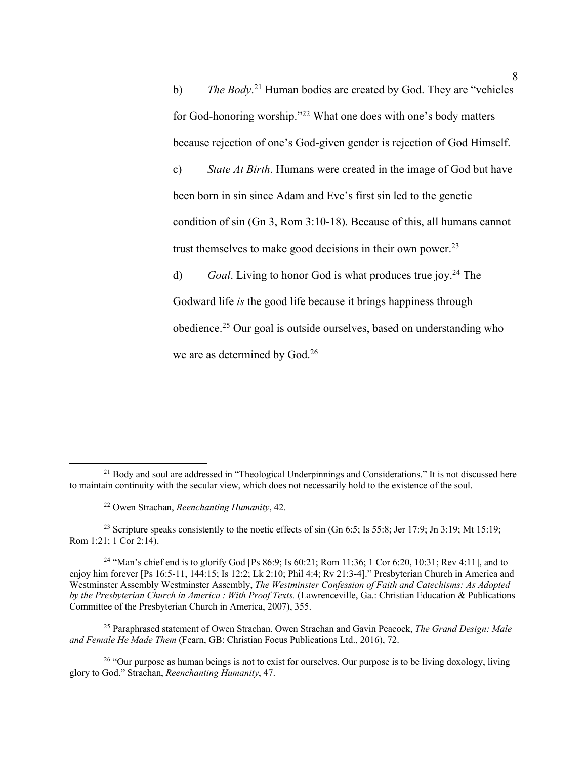b) *The Body*.[21] Human bodies are created by God. They are "vehicles for God-honoring worship."[22] What one does with one's body matters because rejection of one's God-given gender is rejection of God Himself.

c) *State At Birth*. Humans were created in the image of God but have been born in sin since Adam and Eve's first sin led to the genetic condition of sin (Gn 3, Rom 3:10-18). Because of this, all humans cannot trust themselves to make good decisions in their own power.[23]

d) *Goal*. Living to honor God is what produces true joy.[24] The Godward life *is* the good life because it brings happiness through obedience.[25] Our goal is outside ourselves, based on understanding who we are as determined by God.[26]

---

[21] Body and soul are addressed in "Theological Underpinnings and Considerations." It is not discussed here to maintain continuity with the secular view, which does not necessarily hold to the existence of the soul.

[22] Owen Strachan, *Reenchanting Humanity*, 42.

[23] Scripture speaks consistently to the noetic effects of sin (Gn 6:5; Is 55:8; Jer 17:9; Jn 3:19; Mt 15:19; Rom 1:21; 1 Cor 2:14).

[24] "Man's chief end is to glorify God [Ps 86:9; Is 60:21; Rom 11:36; 1 Cor 6:20, 10:31; Rev 4:11], and to enjoy him forever [Ps 16:5-11, 144:15; Is 12:2; Lk 2:10; Phil 4:4; Rv 21:3-4]." Presbyterian Church in America and Westminster Assembly Westminster Assembly, *The Westminster Confession of Faith and Catechisms: As Adopted by the Presbyterian Church in America : With Proof Texts.* (Lawrenceville, Ga.: Christian Education & Publications Committee of the Presbyterian Church in America, 2007), 355.

[25] Paraphrased statement of Owen Strachan. Owen Strachan and Gavin Peacock, *The Grand Design: Male and Female He Made Them* (Fearn, GB: Christian Focus Publications Ltd., 2016), 72.

[26] "Our purpose as human beings is not to exist for ourselves. Our purpose is to be living doxology, living glory to God." Strachan, *Reenchanting Humanity*, 47.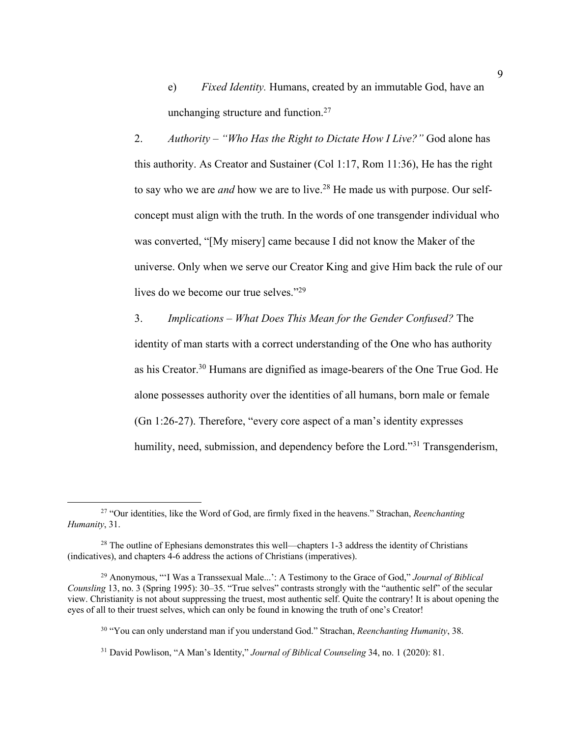e) *Fixed Identity.* Humans, created by an immutable God, have an unchanging structure and function.[27]

2. *Authority – "Who Has the Right to Dictate How I Live?"* God alone has this authority. As Creator and Sustainer (Col 1:17, Rom 11:36), He has the right to say who we are *and* how we are to live.[28] He made us with purpose. Our self-concept must align with the truth. In the words of one transgender individual who was converted, "[My misery] came because I did not know the Maker of the universe. Only when we serve our Creator King and give Him back the rule of our lives do we become our true selves."[29]

3. *Implications – What Does This Mean for the Gender Confused?* The identity of man starts with a correct understanding of the One who has authority as his Creator.[30] Humans are dignified as image-bearers of the One True God. He alone possesses authority over the identities of all humans, born male or female (Gn 1:26-27). Therefore, "every core aspect of a man's identity expresses humility, need, submission, and dependency before the Lord."[31] Transgenderism,

---

[27] "Our identities, like the Word of God, are firmly fixed in the heavens." Strachan, *Reenchanting Humanity*, 31.

[28] The outline of Ephesians demonstrates this well—chapters 1-3 address the identity of Christians (indicatives), and chapters 4-6 address the actions of Christians (imperatives).

[29] Anonymous, "'I Was a Transsexual Male...': A Testimony to the Grace of God," *Journal of Biblical Counsling* 13, no. 3 (Spring 1995): 30–35. "True selves" contrasts strongly with the "authentic self" of the secular view. Christianity is not about suppressing the truest, most authentic self. Quite the contrary! It is about opening the eyes of all to their truest selves, which can only be found in knowing the truth of one's Creator!

[30] "You can only understand man if you understand God." Strachan, *Reenchanting Humanity*, 38.

[31] David Powlison, "A Man's Identity," *Journal of Biblical Counseling* 34, no. 1 (2020): 81.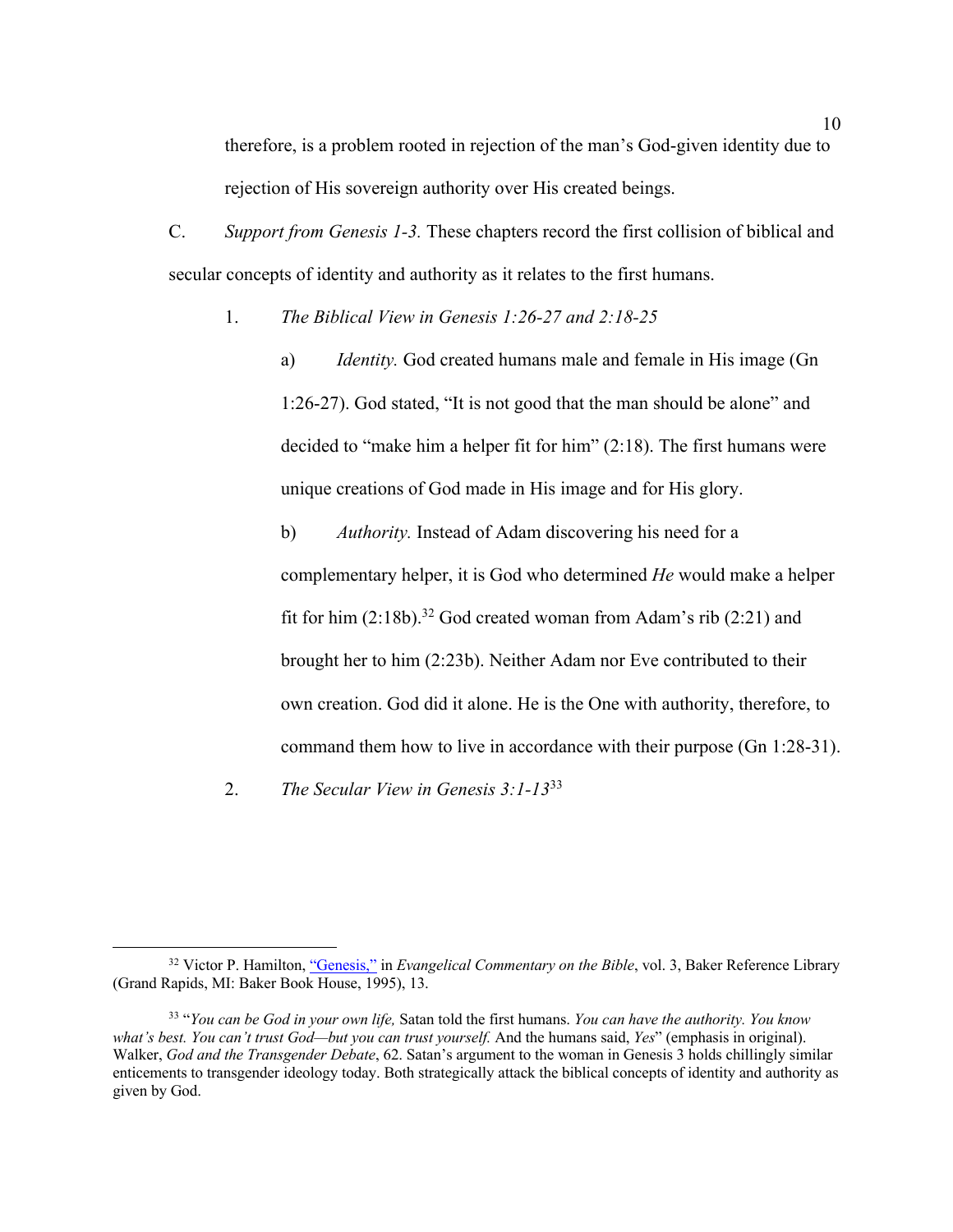therefore, is a problem rooted in rejection of the man's God-given identity due to rejection of His sovereign authority over His created beings.

C. *Support from Genesis 1-3.* These chapters record the first collision of biblical and secular concepts of identity and authority as it relates to the first humans.

1. *The Biblical View in Genesis 1:26-27 and 2:18-25*

a) *Identity.* God created humans male and female in His image (Gn 1:26-27). God stated, "It is not good that the man should be alone" and decided to "make him a helper fit for him" (2:18). The first humans were unique creations of God made in His image and for His glory.

b) *Authority.* Instead of Adam discovering his need for a complementary helper, it is God who determined *He* would make a helper fit for him (2:18b).[32] God created woman from Adam's rib (2:21) and brought her to him (2:23b). Neither Adam nor Eve contributed to their own creation. God did it alone. He is the One with authority, therefore, to command them how to live in accordance with their purpose (Gn 1:28-31).

2. *The Secular View in Genesis 3:1-13*[33]

---

[32] Victor P. Hamilton, "Genesis," in *Evangelical Commentary on the Bible*, vol. 3, Baker Reference Library (Grand Rapids, MI: Baker Book House, 1995), 13.

[33] "*You can be God in your own life,* Satan told the first humans. *You can have the authority. You know what's best. You can't trust God—but you can trust yourself.* And the humans said, *Yes*" (emphasis in original). Walker, *God and the Transgender Debate*, 62. Satan's argument to the woman in Genesis 3 holds chillingly similar enticements to transgender ideology today. Both strategically attack the biblical concepts of identity and authority as given by God.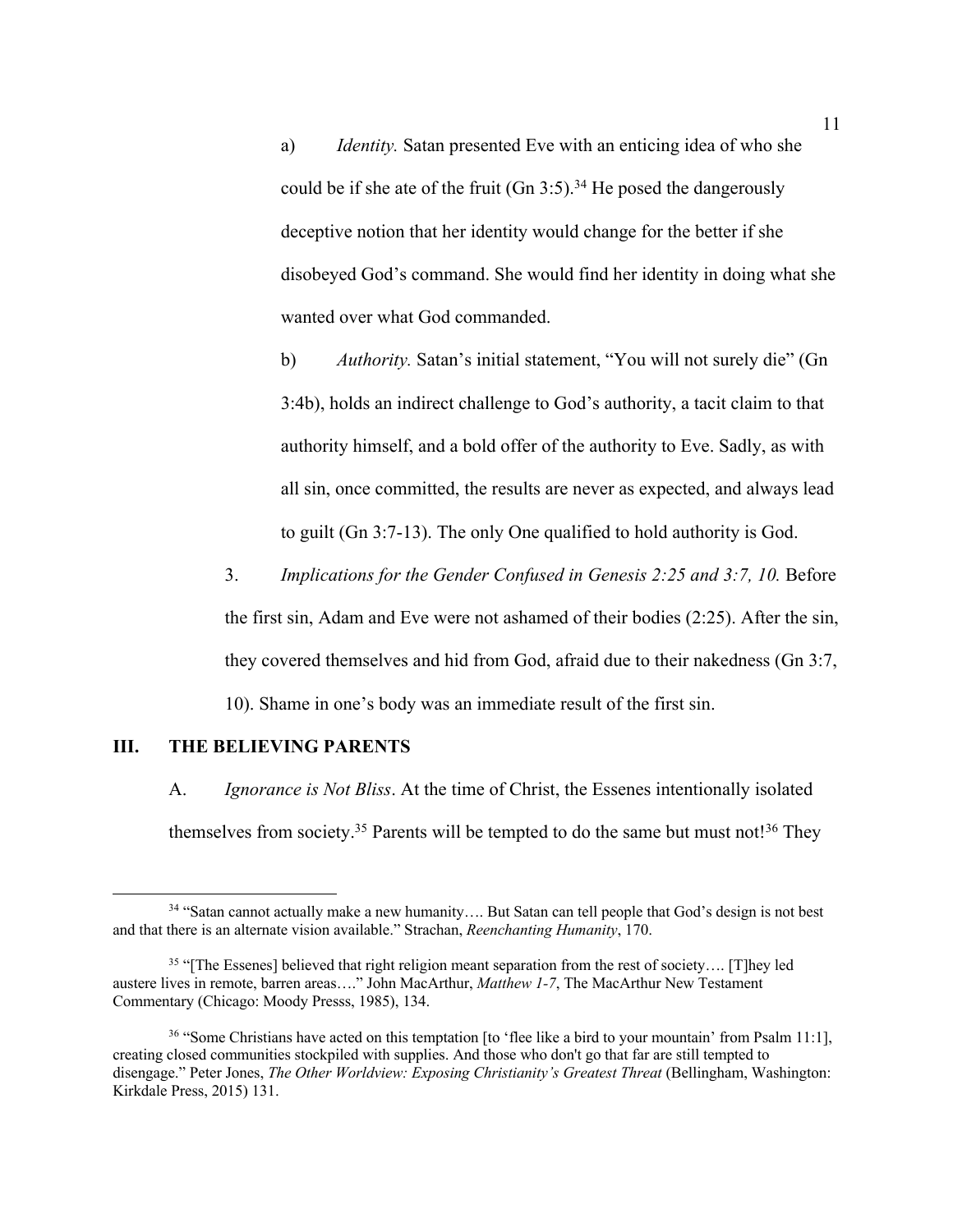a) *Identity.* Satan presented Eve with an enticing idea of who she could be if she ate of the fruit (Gn 3:5).[34] He posed the dangerously deceptive notion that her identity would change for the better if she disobeyed God's command. She would find her identity in doing what she wanted over what God commanded.

b) *Authority.* Satan's initial statement, "You will not surely die" (Gn 3:4b), holds an indirect challenge to God's authority, a tacit claim to that authority himself, and a bold offer of the authority to Eve. Sadly, as with all sin, once committed, the results are never as expected, and always lead to guilt (Gn 3:7-13). The only One qualified to hold authority is God.

3. *Implications for the Gender Confused in Genesis 2:25 and 3:7, 10.* Before the first sin, Adam and Eve were not ashamed of their bodies (2:25). After the sin, they covered themselves and hid from God, afraid due to their nakedness (Gn 3:7, 10). Shame in one's body was an immediate result of the first sin.

## III. THE BELIEVING PARENTS

A. *Ignorance is Not Bliss*. At the time of Christ, the Essenes intentionally isolated themselves from society.[35] Parents will be tempted to do the same but must not![36] They

---

[34] "Satan cannot actually make a new humanity…. But Satan can tell people that God's design is not best and that there is an alternate vision available." Strachan, *Reenchanting Humanity*, 170.

[35] "[The Essenes] believed that right religion meant separation from the rest of society…. [T]hey led austere lives in remote, barren areas…." John MacArthur, *Matthew 1-7*, The MacArthur New Testament Commentary (Chicago: Moody Presss, 1985), 134.

[36] "Some Christians have acted on this temptation [to 'flee like a bird to your mountain' from Psalm 11:1], creating closed communities stockpiled with supplies. And those who don't go that far are still tempted to disengage." Peter Jones, *The Other Worldview: Exposing Christianity's Greatest Threat* (Bellingham, Washington: Kirkdale Press, 2015) 131.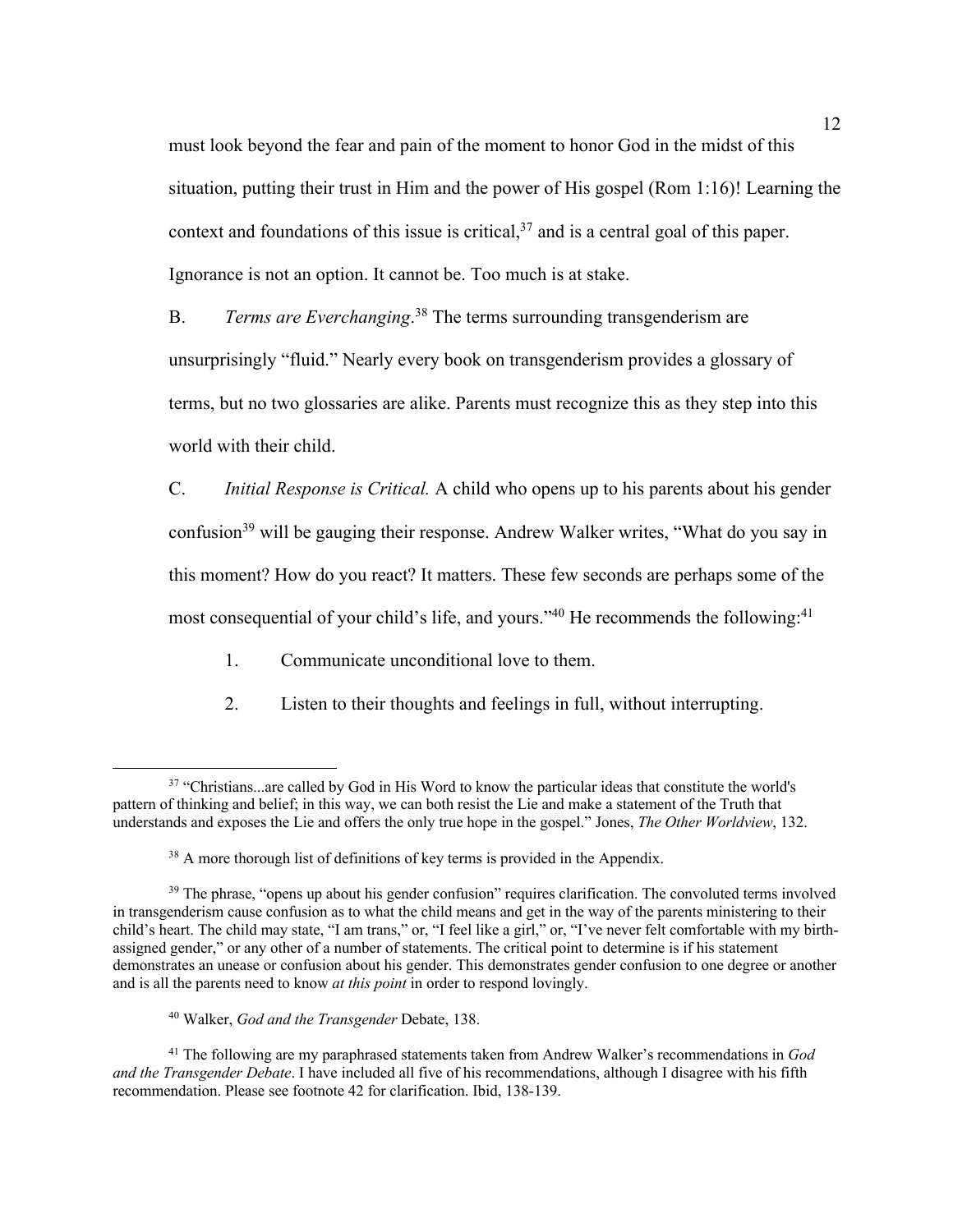must look beyond the fear and pain of the moment to honor God in the midst of this situation, putting their trust in Him and the power of His gospel (Rom 1:16)! Learning the context and foundations of this issue is critical,[37] and is a central goal of this paper. Ignorance is not an option. It cannot be. Too much is at stake.

B. *Terms are Everchanging*.[38] The terms surrounding transgenderism are unsurprisingly "fluid." Nearly every book on transgenderism provides a glossary of terms, but no two glossaries are alike. Parents must recognize this as they step into this world with their child.

C. *Initial Response is Critical.* A child who opens up to his parents about his gender confusion[39] will be gauging their response. Andrew Walker writes, "What do you say in this moment? How do you react? It matters. These few seconds are perhaps some of the most consequential of your child's life, and yours."[40] He recommends the following:[41]

1. Communicate unconditional love to them.
2. Listen to their thoughts and feelings in full, without interrupting.

---

[37] "Christians...are called by God in His Word to know the particular ideas that constitute the world's pattern of thinking and belief; in this way, we can both resist the Lie and make a statement of the Truth that understands and exposes the Lie and offers the only true hope in the gospel." Jones, *The Other Worldview*, 132.

[38] A more thorough list of definitions of key terms is provided in the Appendix.

[39] The phrase, "opens up about his gender confusion" requires clarification. The convoluted terms involved in transgenderism cause confusion as to what the child means and get in the way of the parents ministering to their child's heart. The child may state, "I am trans," or, "I feel like a girl," or, "I've never felt comfortable with my birth-assigned gender," or any other of a number of statements. The critical point to determine is if his statement demonstrates an unease or confusion about his gender. This demonstrates gender confusion to one degree or another and is all the parents need to know *at this point* in order to respond lovingly.

[40] Walker, *God and the Transgender* Debate, 138.

[41] The following are my paraphrased statements taken from Andrew Walker's recommendations in *God and the Transgender Debate*. I have included all five of his recommendations, although I disagree with his fifth recommendation. Please see footnote 42 for clarification. Ibid, 138-139.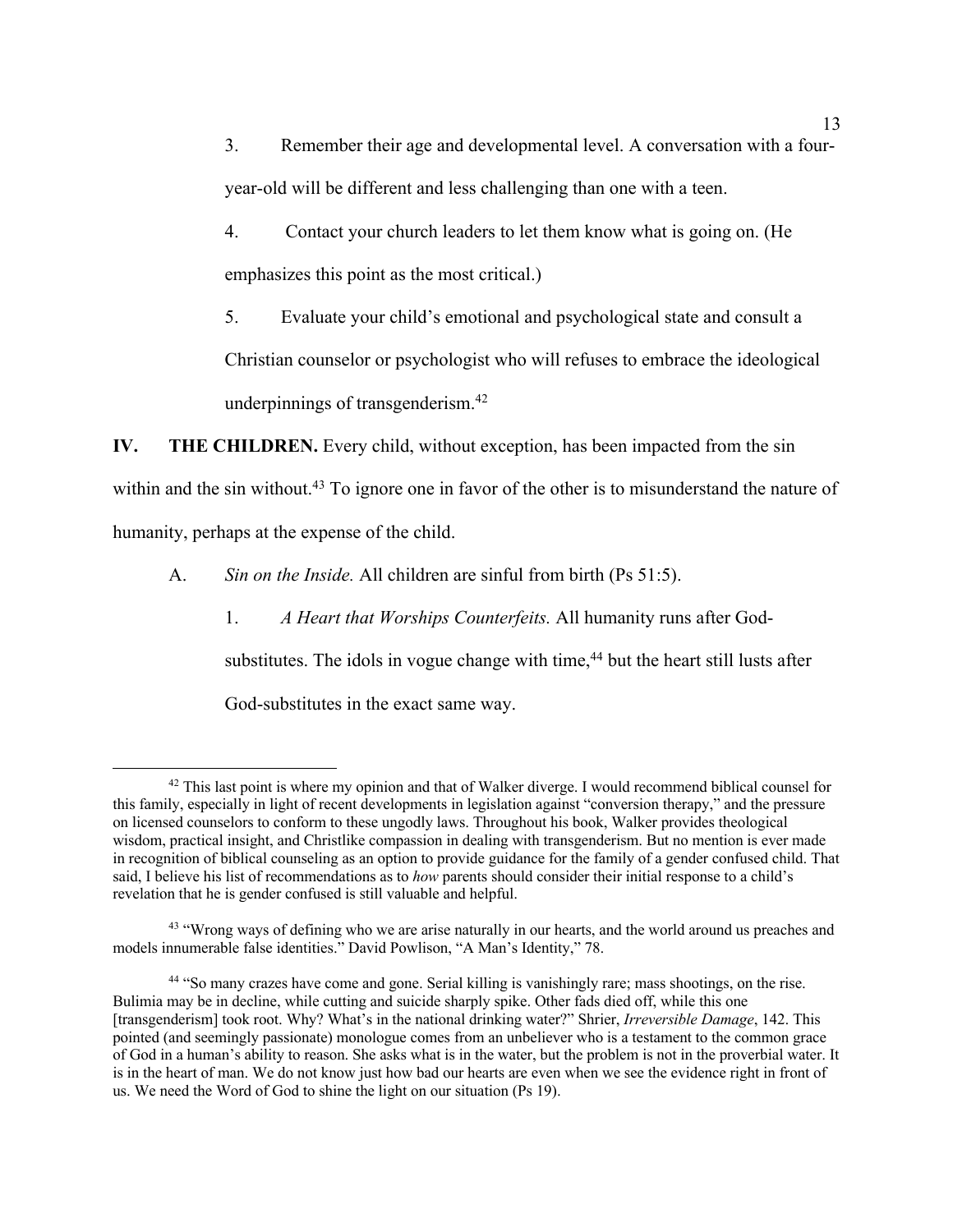3. Remember their age and developmental level. A conversation with a four-year-old will be different and less challenging than one with a teen.

4. Contact your church leaders to let them know what is going on. (He emphasizes this point as the most critical.)

5. Evaluate your child's emotional and psychological state and consult a Christian counselor or psychologist who will refuses to embrace the ideological underpinnings of transgenderism.[42]

**IV. THE CHILDREN.** Every child, without exception, has been impacted from the sin within and the sin without.[43] To ignore one in favor of the other is to misunderstand the nature of humanity, perhaps at the expense of the child.

A. *Sin on the Inside.* All children are sinful from birth (Ps 51:5).

1. *A Heart that Worships Counterfeits.* All humanity runs after God-substitutes. The idols in vogue change with time,[44] but the heart still lusts after God-substitutes in the exact same way.

---

[42] This last point is where my opinion and that of Walker diverge. I would recommend biblical counsel for this family, especially in light of recent developments in legislation against "conversion therapy," and the pressure on licensed counselors to conform to these ungodly laws. Throughout his book, Walker provides theological wisdom, practical insight, and Christlike compassion in dealing with transgenderism. But no mention is ever made in recognition of biblical counseling as an option to provide guidance for the family of a gender confused child. That said, I believe his list of recommendations as to *how* parents should consider their initial response to a child's revelation that he is gender confused is still valuable and helpful.

[43] "Wrong ways of defining who we are arise naturally in our hearts, and the world around us preaches and models innumerable false identities." David Powlison, "A Man's Identity," 78.

[44] "So many crazes have come and gone. Serial killing is vanishingly rare; mass shootings, on the rise. Bulimia may be in decline, while cutting and suicide sharply spike. Other fads died off, while this one [transgenderism] took root. Why? What's in the national drinking water?" Shrier, *Irreversible Damage*, 142. This pointed (and seemingly passionate) monologue comes from an unbeliever who is a testament to the common grace of God in a human's ability to reason. She asks what is in the water, but the problem is not in the proverbial water. It is in the heart of man. We do not know just how bad our hearts are even when we see the evidence right in front of us. We need the Word of God to shine the light on our situation (Ps 19).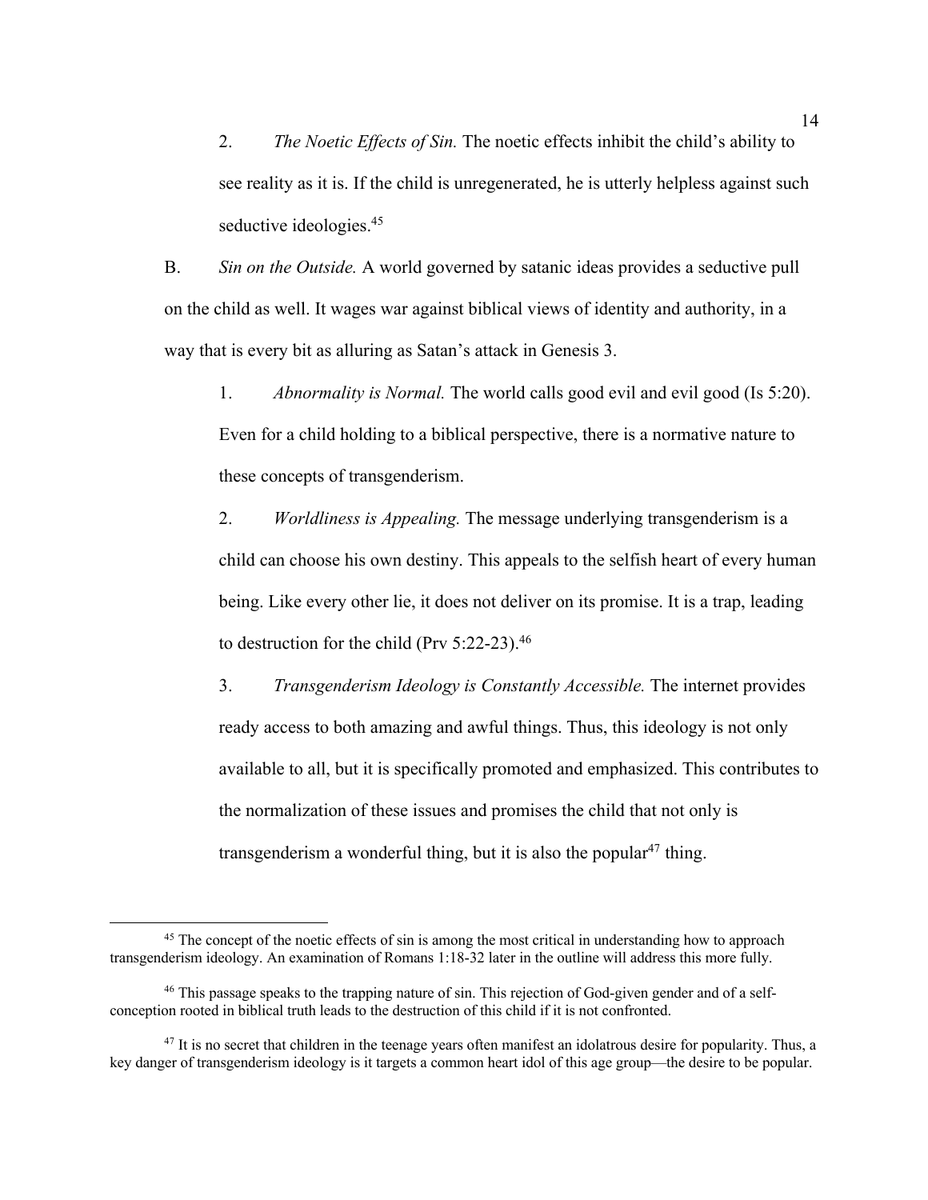2. *The Noetic Effects of Sin.* The noetic effects inhibit the child's ability to see reality as it is. If the child is unregenerated, he is utterly helpless against such seductive ideologies.[45]

B. *Sin on the Outside.* A world governed by satanic ideas provides a seductive pull on the child as well. It wages war against biblical views of identity and authority, in a way that is every bit as alluring as Satan's attack in Genesis 3.

1. *Abnormality is Normal.* The world calls good evil and evil good (Is 5:20). Even for a child holding to a biblical perspective, there is a normative nature to these concepts of transgenderism.

2. *Worldliness is Appealing.* The message underlying transgenderism is a child can choose his own destiny. This appeals to the selfish heart of every human being. Like every other lie, it does not deliver on its promise. It is a trap, leading to destruction for the child (Prv 5:22-23).[46]

3. *Transgenderism Ideology is Constantly Accessible.* The internet provides ready access to both amazing and awful things. Thus, this ideology is not only available to all, but it is specifically promoted and emphasized. This contributes to the normalization of these issues and promises the child that not only is transgenderism a wonderful thing, but it is also the popular[47] thing.

---

[45] The concept of the noetic effects of sin is among the most critical in understanding how to approach transgenderism ideology. An examination of Romans 1:18-32 later in the outline will address this more fully.

[46] This passage speaks to the trapping nature of sin. This rejection of God-given gender and of a self-conception rooted in biblical truth leads to the destruction of this child if it is not confronted.

[47] It is no secret that children in the teenage years often manifest an idolatrous desire for popularity. Thus, a key danger of transgenderism ideology is it targets a common heart idol of this age group—the desire to be popular.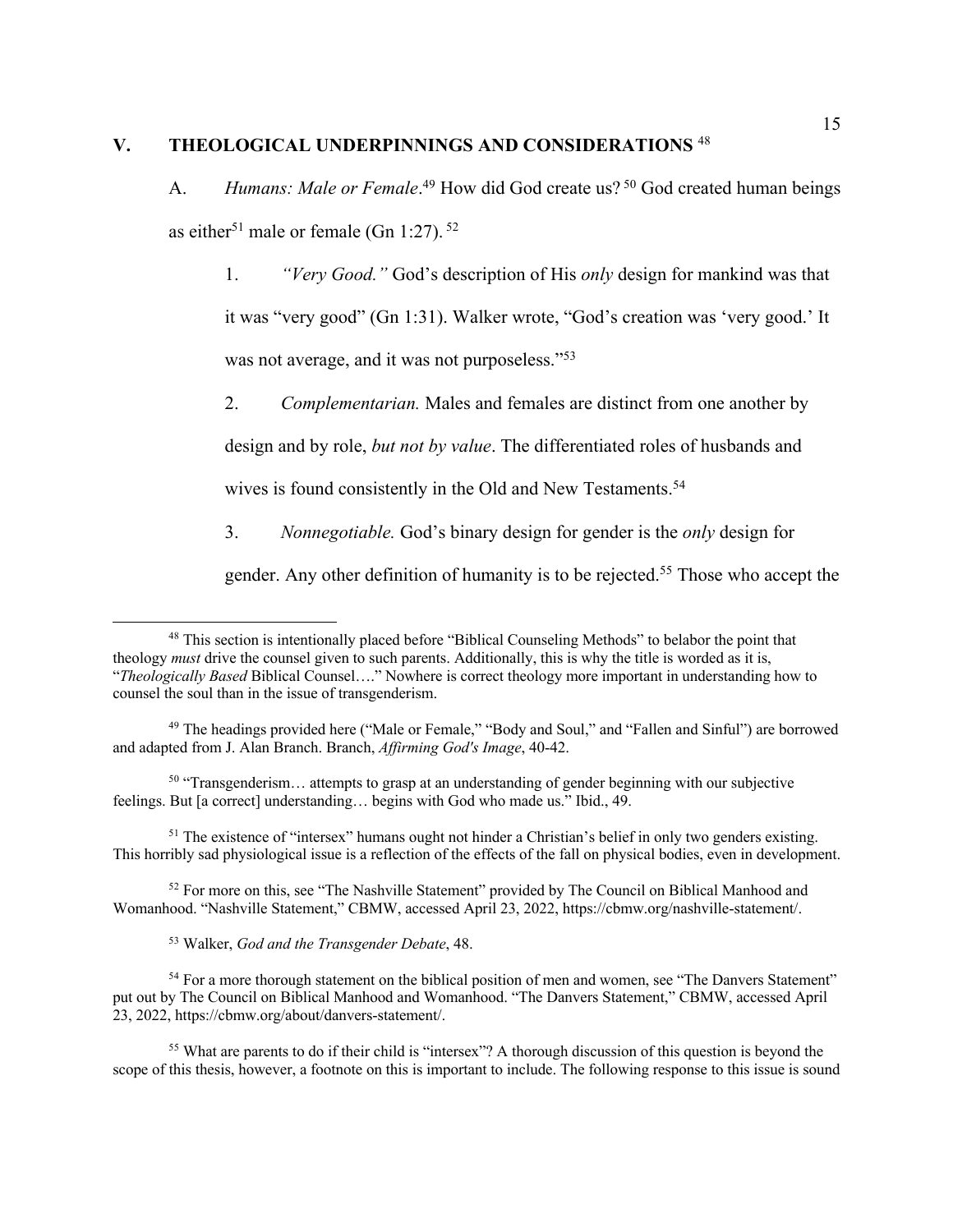## V. THEOLOGICAL UNDERPINNINGS AND CONSIDERATIONS [48]

A. *Humans: Male or Female*.[49] How did God create us? [50] God created human beings as either[51] male or female (Gn 1:27). [52]

1. *"Very Good."* God's description of His *only* design for mankind was that it was "very good" (Gn 1:31). Walker wrote, "God's creation was 'very good.' It was not average, and it was not purposeless."[53]

2. *Complementarian.* Males and females are distinct from one another by design and by role, *but not by value*. The differentiated roles of husbands and wives is found consistently in the Old and New Testaments.[54]

3. *Nonnegotiable.* God's binary design for gender is the *only* design for gender. Any other definition of humanity is to be rejected.[55] Those who accept the

---

[48] This section is intentionally placed before "Biblical Counseling Methods" to belabor the point that theology *must* drive the counsel given to such parents. Additionally, this is why the title is worded as it is, "*Theologically Based* Biblical Counsel…." Nowhere is correct theology more important in understanding how to counsel the soul than in the issue of transgenderism.

[49] The headings provided here ("Male or Female," "Body and Soul," and "Fallen and Sinful") are borrowed and adapted from J. Alan Branch. Branch, *Affirming God's Image*, 40-42.

[50] "Transgenderism… attempts to grasp at an understanding of gender beginning with our subjective feelings. But [a correct] understanding… begins with God who made us." Ibid., 49.

[51] The existence of "intersex" humans ought not hinder a Christian's belief in only two genders existing. This horribly sad physiological issue is a reflection of the effects of the fall on physical bodies, even in development.

[52] For more on this, see "The Nashville Statement" provided by The Council on Biblical Manhood and Womanhood. "Nashville Statement," CBMW, accessed April 23, 2022, https://cbmw.org/nashville-statement/.

[53] Walker, *God and the Transgender Debate*, 48.

[54] For a more thorough statement on the biblical position of men and women, see "The Danvers Statement" put out by The Council on Biblical Manhood and Womanhood. "The Danvers Statement," CBMW, accessed April 23, 2022, https://cbmw.org/about/danvers-statement/.

[55] What are parents to do if their child is "intersex"? A thorough discussion of this question is beyond the scope of this thesis, however, a footnote on this is important to include. The following response to this issue is sound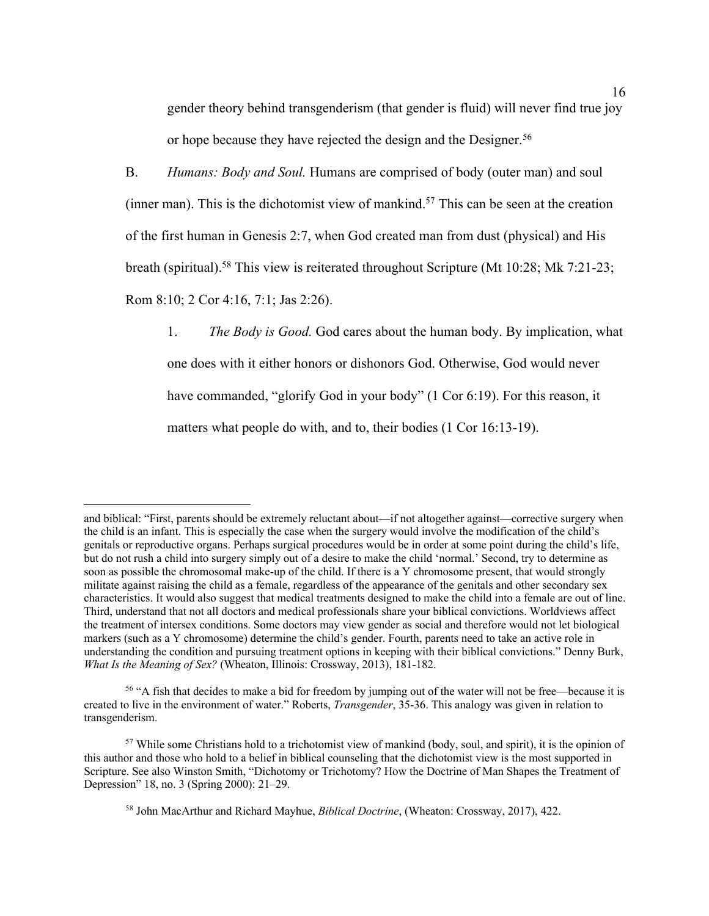gender theory behind transgenderism (that gender is fluid) will never find true joy or hope because they have rejected the design and the Designer.[56]

B. *Humans: Body and Soul.* Humans are comprised of body (outer man) and soul (inner man). This is the dichotomist view of mankind.[57] This can be seen at the creation of the first human in Genesis 2:7, when God created man from dust (physical) and His breath (spiritual).[58] This view is reiterated throughout Scripture (Mt 10:28; Mk 7:21-23; Rom 8:10; 2 Cor 4:16, 7:1; Jas 2:26).

1. *The Body is Good.* God cares about the human body. By implication, what one does with it either honors or dishonors God. Otherwise, God would never have commanded, "glorify God in your body" (1 Cor 6:19). For this reason, it matters what people do with, and to, their bodies (1 Cor 16:13-19).

---

and biblical: "First, parents should be extremely reluctant about—if not altogether against—corrective surgery when the child is an infant. This is especially the case when the surgery would involve the modification of the child's genitals or reproductive organs. Perhaps surgical procedures would be in order at some point during the child's life, but do not rush a child into surgery simply out of a desire to make the child 'normal.' Second, try to determine as soon as possible the chromosomal make-up of the child. If there is a Y chromosome present, that would strongly militate against raising the child as a female, regardless of the appearance of the genitals and other secondary sex characteristics. It would also suggest that medical treatments designed to make the child into a female are out of line. Third, understand that not all doctors and medical professionals share your biblical convictions. Worldviews affect the treatment of intersex conditions. Some doctors may view gender as social and therefore would not let biological markers (such as a Y chromosome) determine the child's gender. Fourth, parents need to take an active role in understanding the condition and pursuing treatment options in keeping with their biblical convictions." Denny Burk, *What Is the Meaning of Sex?* (Wheaton, Illinois: Crossway, 2013), 181-182.

[56] "A fish that decides to make a bid for freedom by jumping out of the water will not be free—because it is created to live in the environment of water." Roberts, *Transgender*, 35-36. This analogy was given in relation to transgenderism.

[57] While some Christians hold to a trichotomist view of mankind (body, soul, and spirit), it is the opinion of this author and those who hold to a belief in biblical counseling that the dichotomist view is the most supported in Scripture. See also Winston Smith, "Dichotomy or Trichotomy? How the Doctrine of Man Shapes the Treatment of Depression" 18, no. 3 (Spring 2000): 21–29.

[58] John MacArthur and Richard Mayhue, *Biblical Doctrine*, (Wheaton: Crossway, 2017), 422.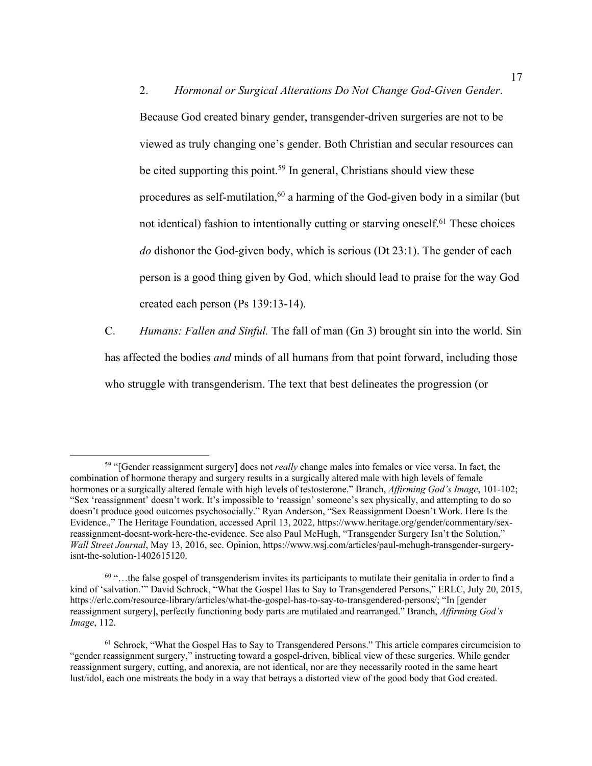2. *Hormonal or Surgical Alterations Do Not Change God-Given Gender*. Because God created binary gender, transgender-driven surgeries are not to be viewed as truly changing one's gender. Both Christian and secular resources can be cited supporting this point.[59] In general, Christians should view these procedures as self-mutilation,[60] a harming of the God-given body in a similar (but not identical) fashion to intentionally cutting or starving oneself.[61] These choices *do* dishonor the God-given body, which is serious (Dt 23:1). The gender of each person is a good thing given by God, which should lead to praise for the way God created each person (Ps 139:13-14).

C. *Humans: Fallen and Sinful.* The fall of man (Gn 3) brought sin into the world. Sin has affected the bodies *and* minds of all humans from that point forward, including those who struggle with transgenderism. The text that best delineates the progression (or

---

[59] "[Gender reassignment surgery] does not *really* change males into females or vice versa. In fact, the combination of hormone therapy and surgery results in a surgically altered male with high levels of female hormones or a surgically altered female with high levels of testosterone." Branch, *Affirming God's Image*, 101-102; "Sex 'reassignment' doesn't work. It's impossible to 'reassign' someone's sex physically, and attempting to do so doesn't produce good outcomes psychosocially." Ryan Anderson, "Sex Reassignment Doesn't Work. Here Is the Evidence.," The Heritage Foundation, accessed April 13, 2022, https://www.heritage.org/gender/commentary/sex-reassignment-doesnt-work-here-the-evidence. See also Paul McHugh, "Transgender Surgery Isn't the Solution," *Wall Street Journal*, May 13, 2016, sec. Opinion, https://www.wsj.com/articles/paul-mchugh-transgender-surgery-isnt-the-solution-1402615120.

[60] "…the false gospel of transgenderism invites its participants to mutilate their genitalia in order to find a kind of 'salvation.'" David Schrock, "What the Gospel Has to Say to Transgendered Persons," ERLC, July 20, 2015, https://erlc.com/resource-library/articles/what-the-gospel-has-to-say-to-transgendered-persons/; "In [gender reassignment surgery], perfectly functioning body parts are mutilated and rearranged." Branch, *Affirming God's Image*, 112.

[61] Schrock, "What the Gospel Has to Say to Transgendered Persons." This article compares circumcision to "gender reassignment surgery," instructing toward a gospel-driven, biblical view of these surgeries. While gender reassignment surgery, cutting, and anorexia, are not identical, nor are they necessarily rooted in the same heart lust/idol, each one mistreats the body in a way that betrays a distorted view of the good body that God created.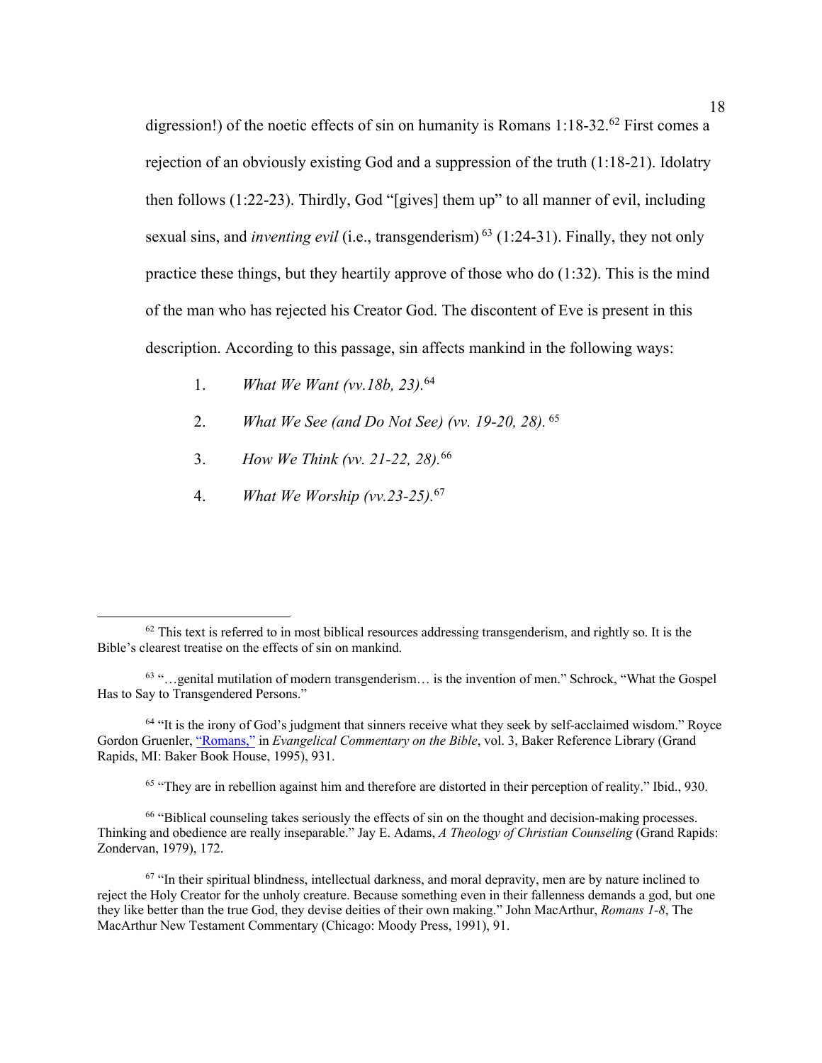digression!) of the noetic effects of sin on humanity is Romans 1:18-32.[62] First comes a rejection of an obviously existing God and a suppression of the truth (1:18-21). Idolatry then follows (1:22-23). Thirdly, God "[gives] them up" to all manner of evil, including sexual sins, and *inventing evil* (i.e., transgenderism) [63] (1:24-31). Finally, they not only practice these things, but they heartily approve of those who do (1:32). This is the mind of the man who has rejected his Creator God. The discontent of Eve is present in this description. According to this passage, sin affects mankind in the following ways:

1. *What We Want (vv.18b, 23).*[64]
2. *What We See (and Do Not See) (vv. 19-20, 28).* [65]
3. *How We Think (vv. 21-22, 28).*[66]
4. *What We Worship (vv.23-25).*[67]

---

[62] This text is referred to in most biblical resources addressing transgenderism, and rightly so. It is the Bible's clearest treatise on the effects of sin on mankind.

[63] "…genital mutilation of modern transgenderism… is the invention of men." Schrock, "What the Gospel Has to Say to Transgendered Persons."

[64] "It is the irony of God's judgment that sinners receive what they seek by self-acclaimed wisdom." Royce Gordon Gruenler, "Romans," in *Evangelical Commentary on the Bible*, vol. 3, Baker Reference Library (Grand Rapids, MI: Baker Book House, 1995), 931.

[65] "They are in rebellion against him and therefore are distorted in their perception of reality." Ibid., 930.

[66] "Biblical counseling takes seriously the effects of sin on the thought and decision-making processes. Thinking and obedience are really inseparable." Jay E. Adams, *A Theology of Christian Counseling* (Grand Rapids: Zondervan, 1979), 172.

[67] "In their spiritual blindness, intellectual darkness, and moral depravity, men are by nature inclined to reject the Holy Creator for the unholy creature. Because something even in their fallenness demands a god, but one they like better than the true God, they devise deities of their own making." John MacArthur, *Romans 1-8*, The MacArthur New Testament Commentary (Chicago: Moody Press, 1991), 91.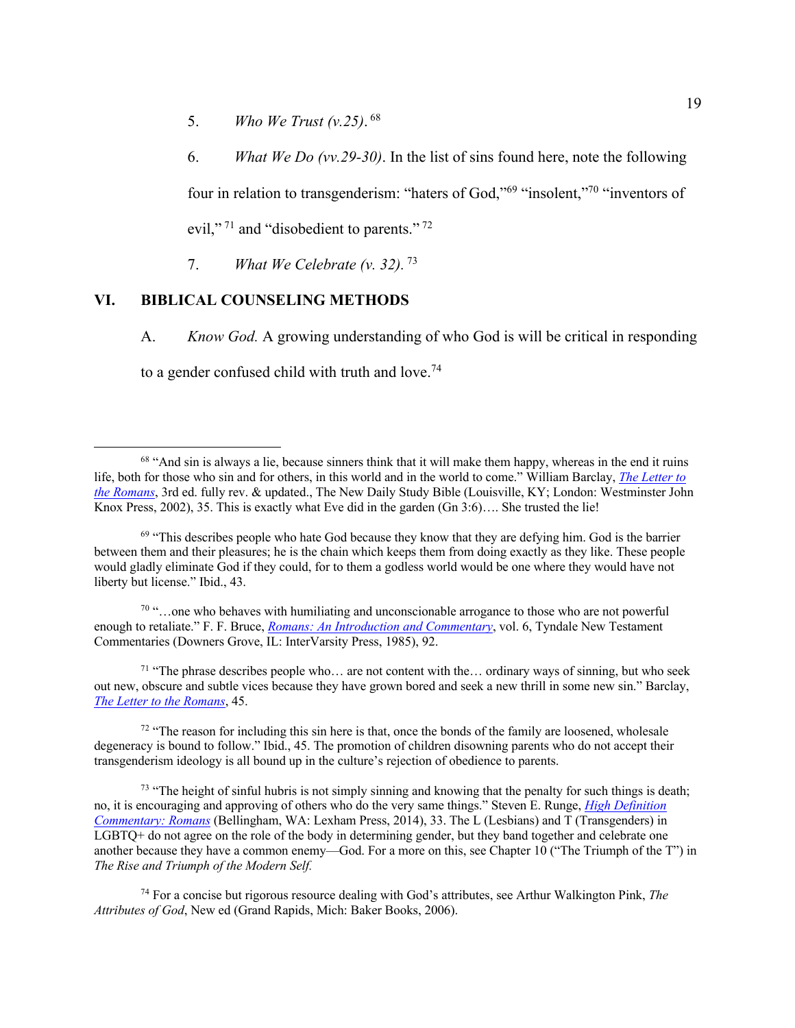5. *Who We Trust (v.25).* [68]

6. *What We Do (vv.29-30)*. In the list of sins found here, note the following four in relation to transgenderism: "haters of God,"[69] "insolent,"[70] "inventors of evil,"[71] and "disobedient to parents."[72]

7. *What We Celebrate (v. 32).* [73]

## VI. BIBLICAL COUNSELING METHODS

A. *Know God.* A growing understanding of who God is will be critical in responding to a gender confused child with truth and love.[74]

---

[68] "And sin is always a lie, because sinners think that it will make them happy, whereas in the end it ruins life, both for those who sin and for others, in this world and in the world to come." William Barclay, *The Letter to the Romans*, 3rd ed. fully rev. & updated., The New Daily Study Bible (Louisville, KY; London: Westminster John Knox Press, 2002), 35. This is exactly what Eve did in the garden (Gn 3:6)…. She trusted the lie!

[69] "This describes people who hate God because they know that they are defying him. God is the barrier between them and their pleasures; he is the chain which keeps them from doing exactly as they like. These people would gladly eliminate God if they could, for to them a godless world would be one where they would have not liberty but license." Ibid., 43.

[70] "…one who behaves with humiliating and unconscionable arrogance to those who are not powerful enough to retaliate." F. F. Bruce, *Romans: An Introduction and Commentary*, vol. 6, Tyndale New Testament Commentaries (Downers Grove, IL: InterVarsity Press, 1985), 92.

[71] "The phrase describes people who… are not content with the… ordinary ways of sinning, but who seek out new, obscure and subtle vices because they have grown bored and seek a new thrill in some new sin." Barclay, *The Letter to the Romans*, 45.

[72] "The reason for including this sin here is that, once the bonds of the family are loosened, wholesale degeneracy is bound to follow." Ibid., 45. The promotion of children disowning parents who do not accept their transgenderism ideology is all bound up in the culture's rejection of obedience to parents.

[73] "The height of sinful hubris is not simply sinning and knowing that the penalty for such things is death; no, it is encouraging and approving of others who do the very same things." Steven E. Runge, *High Definition Commentary: Romans* (Bellingham, WA: Lexham Press, 2014), 33. The L (Lesbians) and T (Transgenders) in LGBTQ+ do not agree on the role of the body in determining gender, but they band together and celebrate one another because they have a common enemy—God. For a more on this, see Chapter 10 ("The Triumph of the T") in *The Rise and Triumph of the Modern Self.*

[74] For a concise but rigorous resource dealing with God's attributes, see Arthur Walkington Pink, *The Attributes of God*, New ed (Grand Rapids, Mich: Baker Books, 2006).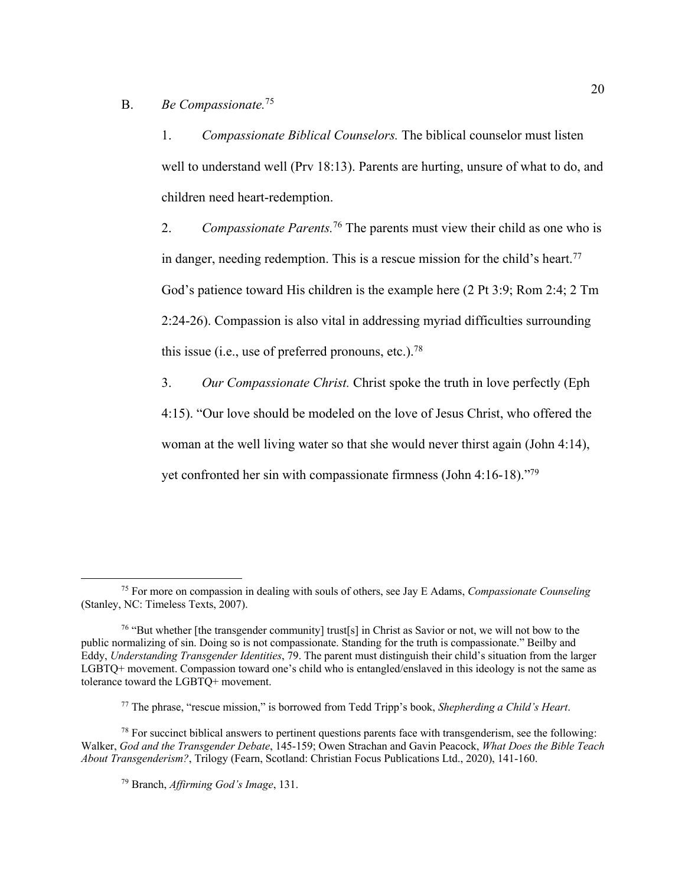B. *Be Compassionate.*[75]

1. *Compassionate Biblical Counselors.* The biblical counselor must listen well to understand well (Prv 18:13). Parents are hurting, unsure of what to do, and children need heart-redemption.

2. *Compassionate Parents.*[76] The parents must view their child as one who is in danger, needing redemption. This is a rescue mission for the child's heart.[77] God's patience toward His children is the example here (2 Pt 3:9; Rom 2:4; 2 Tm 2:24-26). Compassion is also vital in addressing myriad difficulties surrounding this issue (i.e., use of preferred pronouns, etc.).[78]

3. *Our Compassionate Christ.* Christ spoke the truth in love perfectly (Eph 4:15). "Our love should be modeled on the love of Jesus Christ, who offered the woman at the well living water so that she would never thirst again (John 4:14), yet confronted her sin with compassionate firmness (John 4:16-18)."[79]

---

[75] For more on compassion in dealing with souls of others, see Jay E Adams, *Compassionate Counseling* (Stanley, NC: Timeless Texts, 2007).

[76] "But whether [the transgender community] trust[s] in Christ as Savior or not, we will not bow to the public normalizing of sin. Doing so is not compassionate. Standing for the truth is compassionate." Beilby and Eddy, *Understanding Transgender Identities*, 79. The parent must distinguish their child's situation from the larger LGBTQ+ movement. Compassion toward one's child who is entangled/enslaved in this ideology is not the same as tolerance toward the LGBTQ+ movement.

[77] The phrase, "rescue mission," is borrowed from Tedd Tripp's book, *Shepherding a Child's Heart*.

[78] For succinct biblical answers to pertinent questions parents face with transgenderism, see the following: Walker, *God and the Transgender Debate*, 145-159; Owen Strachan and Gavin Peacock, *What Does the Bible Teach About Transgenderism?*, Trilogy (Fearn, Scotland: Christian Focus Publications Ltd., 2020), 141-160.

[79] Branch, *Affirming God's Image*, 131.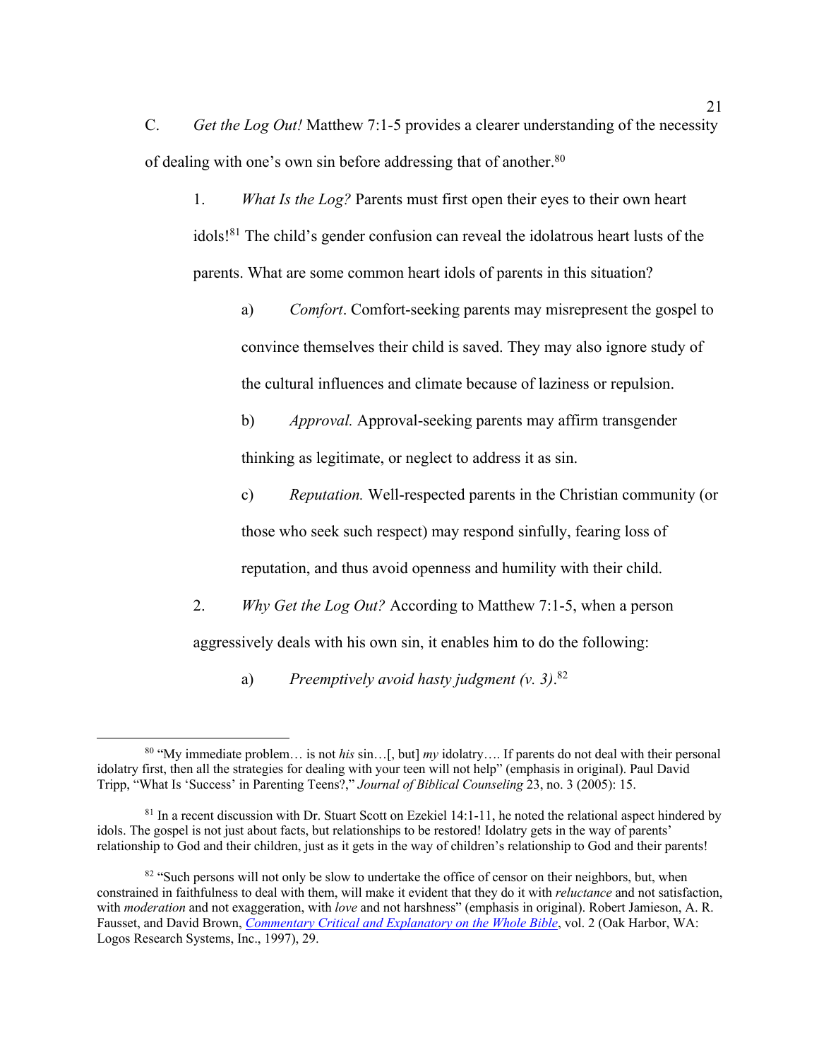C. *Get the Log Out!* Matthew 7:1-5 provides a clearer understanding of the necessity of dealing with one's own sin before addressing that of another.[80]

1. *What Is the Log?* Parents must first open their eyes to their own heart idols![81] The child's gender confusion can reveal the idolatrous heart lusts of the parents. What are some common heart idols of parents in this situation?

   a) *Comfort*. Comfort-seeking parents may misrepresent the gospel to convince themselves their child is saved. They may also ignore study of the cultural influences and climate because of laziness or repulsion.

   b) *Approval.* Approval-seeking parents may affirm transgender thinking as legitimate, or neglect to address it as sin.

   c) *Reputation.* Well-respected parents in the Christian community (or those who seek such respect) may respond sinfully, fearing loss of reputation, and thus avoid openness and humility with their child.

2. *Why Get the Log Out?* According to Matthew 7:1-5, when a person aggressively deals with his own sin, it enables him to do the following:

   a) *Preemptively avoid hasty judgment (v. 3)*.[82]

---

[80] "My immediate problem… is not *his* sin…[, but] *my* idolatry…. If parents do not deal with their personal idolatry first, then all the strategies for dealing with your teen will not help" (emphasis in original). Paul David Tripp, "What Is 'Success' in Parenting Teens?," *Journal of Biblical Counseling* 23, no. 3 (2005): 15.

[81] In a recent discussion with Dr. Stuart Scott on Ezekiel 14:1-11, he noted the relational aspect hindered by idols. The gospel is not just about facts, but relationships to be restored! Idolatry gets in the way of parents' relationship to God and their children, just as it gets in the way of children's relationship to God and their parents!

[82] "Such persons will not only be slow to undertake the office of censor on their neighbors, but, when constrained in faithfulness to deal with them, will make it evident that they do it with *reluctance* and not satisfaction, with *moderation* and not exaggeration, with *love* and not harshness" (emphasis in original). Robert Jamieson, A. R. Fausset, and David Brown, *Commentary Critical and Explanatory on the Whole Bible*, vol. 2 (Oak Harbor, WA: Logos Research Systems, Inc., 1997), 29.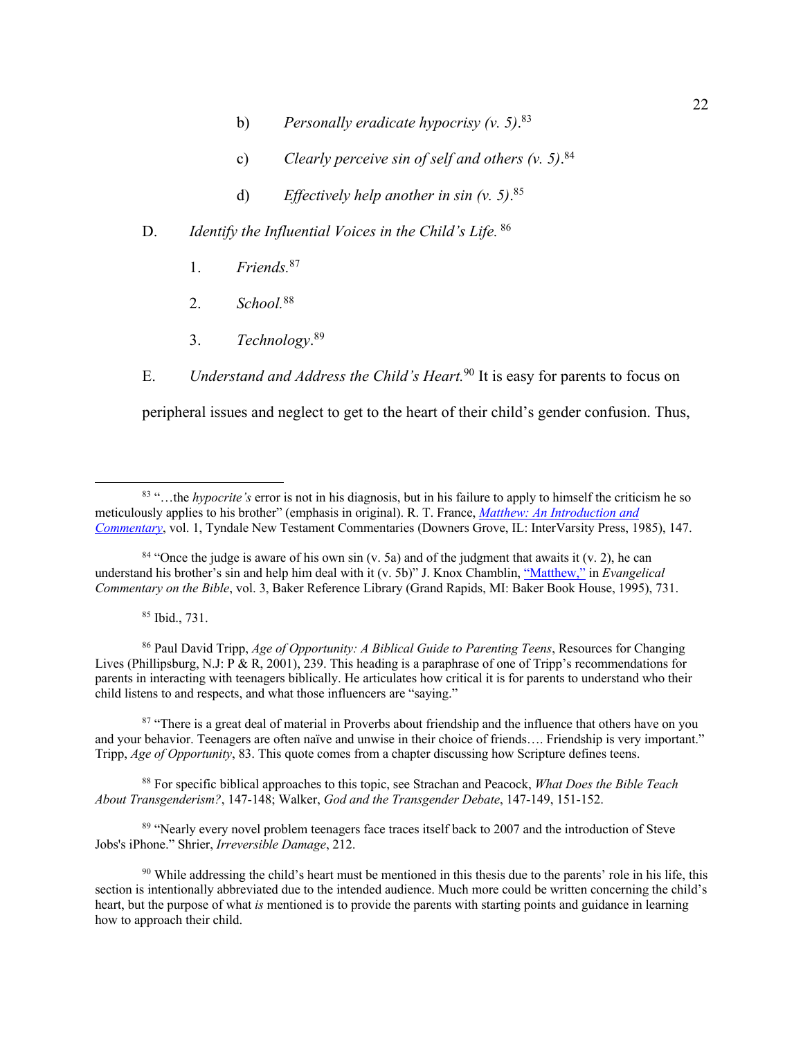b) *Personally eradicate hypocrisy (v. 5).*[83]

c) *Clearly perceive sin of self and others (v. 5).*[84]

d) *Effectively help another in sin (v. 5).*[85]

D. *Identify the Influential Voices in the Child's Life.*[86]

1. *Friends.*[87]

2. *School.*[88]

3. *Technology*.[89]

E. *Understand and Address the Child's Heart.*[90] It is easy for parents to focus on peripheral issues and neglect to get to the heart of their child's gender confusion. Thus,

---

[83] "…the *hypocrite's* error is not in his diagnosis, but in his failure to apply to himself the criticism he so meticulously applies to his brother" (emphasis in original). R. T. France, *Matthew: An Introduction and Commentary*, vol. 1, Tyndale New Testament Commentaries (Downers Grove, IL: InterVarsity Press, 1985), 147.

[84] "Once the judge is aware of his own sin (v. 5a) and of the judgment that awaits it (v. 2), he can understand his brother's sin and help him deal with it (v. 5b)" J. Knox Chamblin, "Matthew," in *Evangelical Commentary on the Bible*, vol. 3, Baker Reference Library (Grand Rapids, MI: Baker Book House, 1995), 731.

[85] Ibid., 731.

[86] Paul David Tripp, *Age of Opportunity: A Biblical Guide to Parenting Teens*, Resources for Changing Lives (Phillipsburg, N.J: P & R, 2001), 239. This heading is a paraphrase of one of Tripp's recommendations for parents in interacting with teenagers biblically. He articulates how critical it is for parents to understand who their child listens to and respects, and what those influencers are "saying."

[87] "There is a great deal of material in Proverbs about friendship and the influence that others have on you and your behavior. Teenagers are often naïve and unwise in their choice of friends…. Friendship is very important." Tripp, *Age of Opportunity*, 83. This quote comes from a chapter discussing how Scripture defines teens.

[88] For specific biblical approaches to this topic, see Strachan and Peacock, *What Does the Bible Teach About Transgenderism?*, 147-148; Walker, *God and the Transgender Debate*, 147-149, 151-152.

[89] "Nearly every novel problem teenagers face traces itself back to 2007 and the introduction of Steve Jobs's iPhone." Shrier, *Irreversible Damage*, 212.

[90] While addressing the child's heart must be mentioned in this thesis due to the parents' role in his life, this section is intentionally abbreviated due to the intended audience. Much more could be written concerning the child's heart, but the purpose of what *is* mentioned is to provide the parents with starting points and guidance in learning how to approach their child.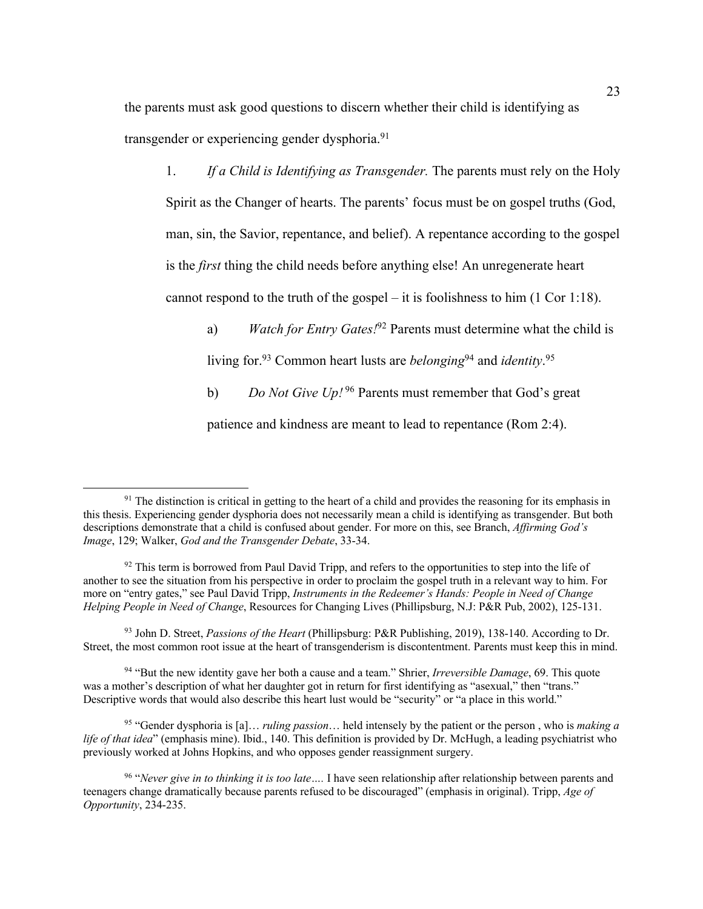the parents must ask good questions to discern whether their child is identifying as transgender or experiencing gender dysphoria.[91]

1. *If a Child is Identifying as Transgender.* The parents must rely on the Holy Spirit as the Changer of hearts. The parents' focus must be on gospel truths (God, man, sin, the Savior, repentance, and belief). A repentance according to the gospel is the *first* thing the child needs before anything else! An unregenerate heart cannot respond to the truth of the gospel – it is foolishness to him (1 Cor 1:18).

   a) *Watch for Entry Gates!*[92] Parents must determine what the child is living for.[93] Common heart lusts are *belonging*[94] and *identity*.[95]

   b) *Do Not Give Up!*[96] Parents must remember that God's great patience and kindness are meant to lead to repentance (Rom 2:4).

---

[91] The distinction is critical in getting to the heart of a child and provides the reasoning for its emphasis in this thesis. Experiencing gender dysphoria does not necessarily mean a child is identifying as transgender. But both descriptions demonstrate that a child is confused about gender. For more on this, see Branch, *Affirming God's Image*, 129; Walker, *God and the Transgender Debate*, 33-34.

[92] This term is borrowed from Paul David Tripp, and refers to the opportunities to step into the life of another to see the situation from his perspective in order to proclaim the gospel truth in a relevant way to him. For more on "entry gates," see Paul David Tripp, *Instruments in the Redeemer's Hands: People in Need of Change Helping People in Need of Change*, Resources for Changing Lives (Phillipsburg, N.J: P&R Pub, 2002), 125-131.

[93] John D. Street, *Passions of the Heart* (Phillipsburg: P&R Publishing, 2019), 138-140. According to Dr. Street, the most common root issue at the heart of transgenderism is discontentment. Parents must keep this in mind.

[94] "But the new identity gave her both a cause and a team." Shrier, *Irreversible Damage*, 69. This quote was a mother's description of what her daughter got in return for first identifying as "asexual," then "trans." Descriptive words that would also describe this heart lust would be "security" or "a place in this world."

[95] "Gender dysphoria is [a]… *ruling passion*… held intensely by the patient or the person , who is *making a life of that idea*" (emphasis mine). Ibid., 140. This definition is provided by Dr. McHugh, a leading psychiatrist who previously worked at Johns Hopkins, and who opposes gender reassignment surgery.

[96] "*Never give in to thinking it is too late….* I have seen relationship after relationship between parents and teenagers change dramatically because parents refused to be discouraged" (emphasis in original). Tripp, *Age of Opportunity*, 234-235.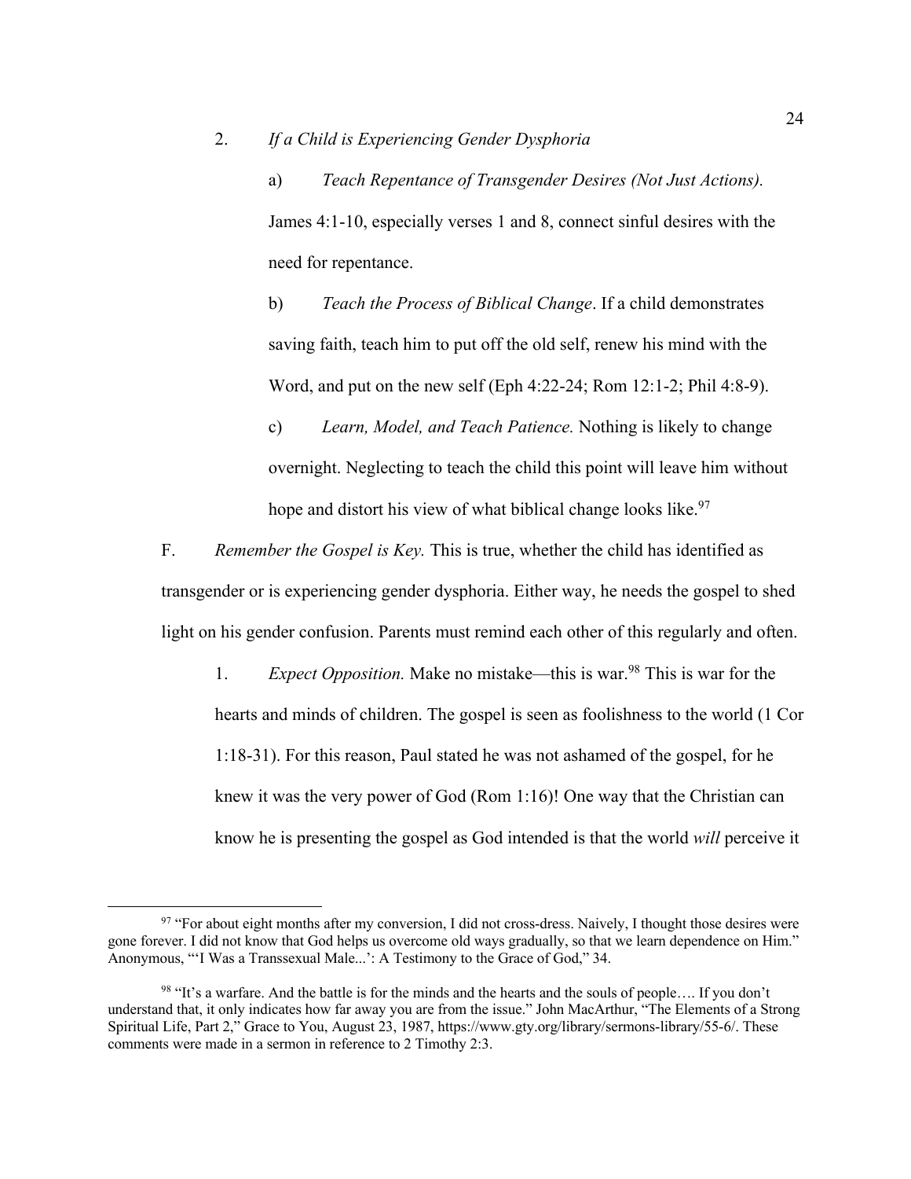2. *If a Child is Experiencing Gender Dysphoria*

a) *Teach Repentance of Transgender Desires (Not Just Actions).* James 4:1-10, especially verses 1 and 8, connect sinful desires with the need for repentance.

b) *Teach the Process of Biblical Change*. If a child demonstrates saving faith, teach him to put off the old self, renew his mind with the Word, and put on the new self (Eph 4:22-24; Rom 12:1-2; Phil 4:8-9).

c) *Learn, Model, and Teach Patience.* Nothing is likely to change overnight. Neglecting to teach the child this point will leave him without hope and distort his view of what biblical change looks like.[97]

F. *Remember the Gospel is Key.* This is true, whether the child has identified as transgender or is experiencing gender dysphoria. Either way, he needs the gospel to shed light on his gender confusion. Parents must remind each other of this regularly and often.

1. *Expect Opposition.* Make no mistake—this is war.[98] This is war for the hearts and minds of children. The gospel is seen as foolishness to the world (1 Cor 1:18-31). For this reason, Paul stated he was not ashamed of the gospel, for he knew it was the very power of God (Rom 1:16)! One way that the Christian can know he is presenting the gospel as God intended is that the world *will* perceive it

---

[97] "For about eight months after my conversion, I did not cross-dress. Naively, I thought those desires were gone forever. I did not know that God helps us overcome old ways gradually, so that we learn dependence on Him." Anonymous, "'I Was a Transsexual Male...': A Testimony to the Grace of God," 34.

[98] "It's a warfare. And the battle is for the minds and the hearts and the souls of people…. If you don't understand that, it only indicates how far away you are from the issue." John MacArthur, "The Elements of a Strong Spiritual Life, Part 2," Grace to You, August 23, 1987, https://www.gty.org/library/sermons-library/55-6/. These comments were made in a sermon in reference to 2 Timothy 2:3.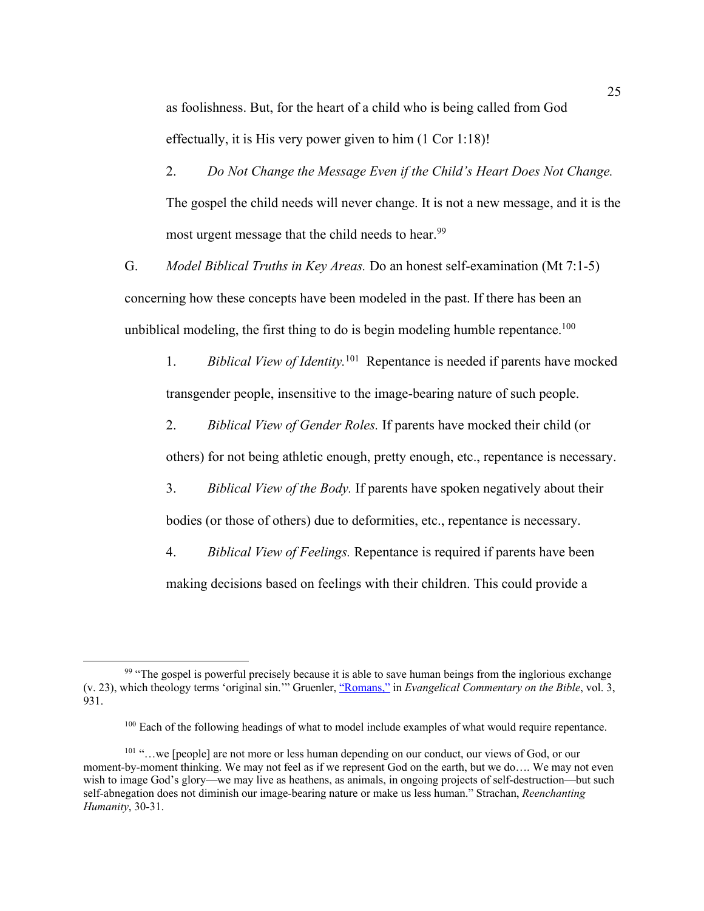as foolishness. But, for the heart of a child who is being called from God effectually, it is His very power given to him (1 Cor 1:18)!

2. *Do Not Change the Message Even if the Child's Heart Does Not Change.* The gospel the child needs will never change. It is not a new message, and it is the most urgent message that the child needs to hear.[99]

G. *Model Biblical Truths in Key Areas.* Do an honest self-examination (Mt 7:1-5) concerning how these concepts have been modeled in the past. If there has been an unbiblical modeling, the first thing to do is begin modeling humble repentance.[100]

1. *Biblical View of Identity.*[101] Repentance is needed if parents have mocked transgender people, insensitive to the image-bearing nature of such people.

2. *Biblical View of Gender Roles.* If parents have mocked their child (or others) for not being athletic enough, pretty enough, etc., repentance is necessary.

3. *Biblical View of the Body.* If parents have spoken negatively about their bodies (or those of others) due to deformities, etc., repentance is necessary.

4. *Biblical View of Feelings.* Repentance is required if parents have been making decisions based on feelings with their children. This could provide a

---

[99] "The gospel is powerful precisely because it is able to save human beings from the inglorious exchange (v. 23), which theology terms 'original sin.'" Gruenler, "Romans," in *Evangelical Commentary on the Bible*, vol. 3, 931.

[100] Each of the following headings of what to model include examples of what would require repentance.

[101] "…we [people] are not more or less human depending on our conduct, our views of God, or our moment-by-moment thinking. We may not feel as if we represent God on the earth, but we do…. We may not even wish to image God's glory—we may live as heathens, as animals, in ongoing projects of self-destruction—but such self-abnegation does not diminish our image-bearing nature or make us less human." Strachan, *Reenchanting Humanity*, 30-31.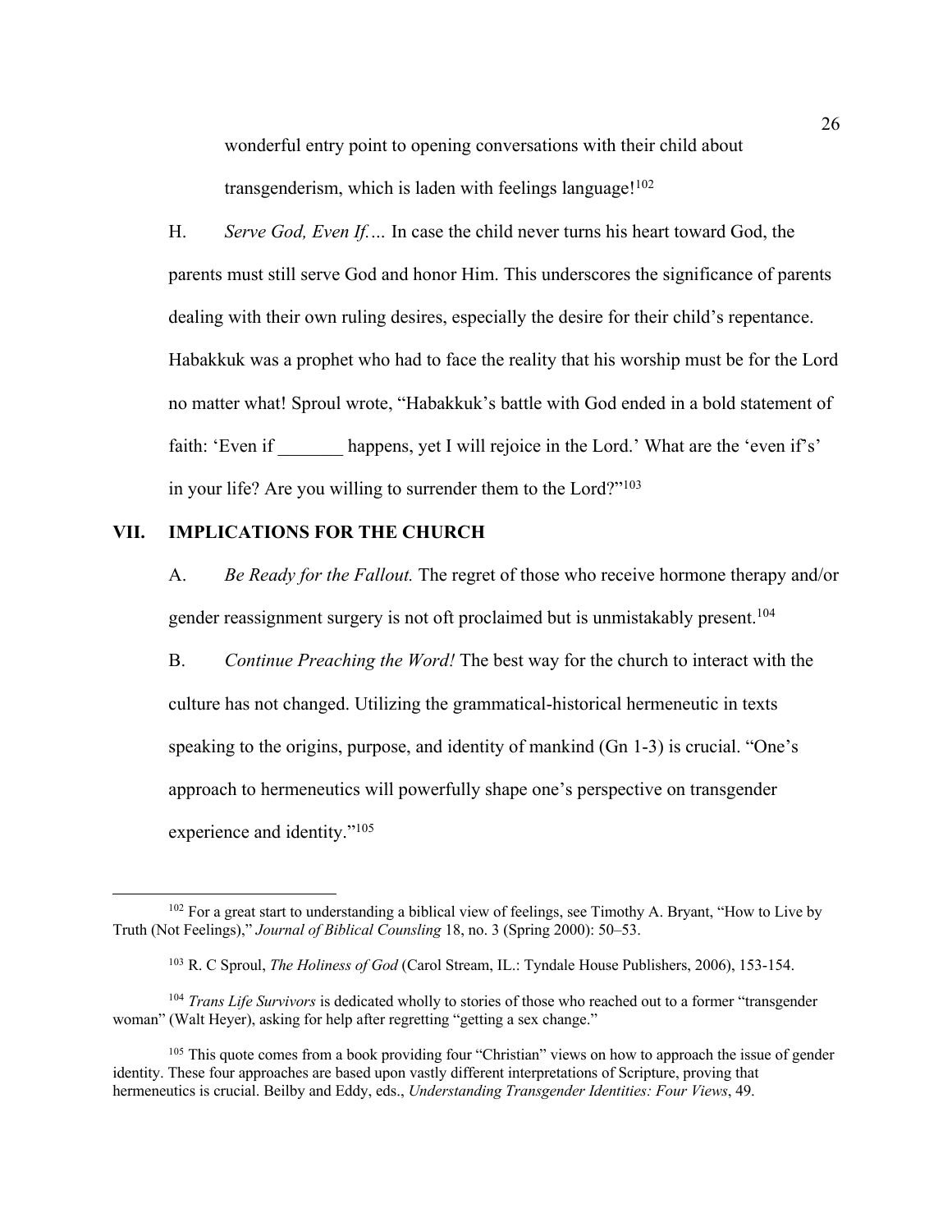wonderful entry point to opening conversations with their child about transgenderism, which is laden with feelings language![102]

H. *Serve God, Even If….* In case the child never turns his heart toward God, the parents must still serve God and honor Him. This underscores the significance of parents dealing with their own ruling desires, especially the desire for their child's repentance. Habakkuk was a prophet who had to face the reality that his worship must be for the Lord no matter what! Sproul wrote, "Habakkuk's battle with God ended in a bold statement of faith: 'Even if _______ happens, yet I will rejoice in the Lord.' What are the 'even if's' in your life? Are you willing to surrender them to the Lord?"[103]

## VII. IMPLICATIONS FOR THE CHURCH

A. *Be Ready for the Fallout.* The regret of those who receive hormone therapy and/or gender reassignment surgery is not oft proclaimed but is unmistakably present.[104]

B. *Continue Preaching the Word!* The best way for the church to interact with the culture has not changed. Utilizing the grammatical-historical hermeneutic in texts speaking to the origins, purpose, and identity of mankind (Gn 1-3) is crucial. "One's approach to hermeneutics will powerfully shape one's perspective on transgender experience and identity."[105]

---

[102] For a great start to understanding a biblical view of feelings, see Timothy A. Bryant, "How to Live by Truth (Not Feelings)," *Journal of Biblical Counsling* 18, no. 3 (Spring 2000): 50–53.

[103] R. C Sproul, *The Holiness of God* (Carol Stream, IL.: Tyndale House Publishers, 2006), 153-154.

[104] *Trans Life Survivors* is dedicated wholly to stories of those who reached out to a former "transgender woman" (Walt Heyer), asking for help after regretting "getting a sex change."

[105] This quote comes from a book providing four "Christian" views on how to approach the issue of gender identity. These four approaches are based upon vastly different interpretations of Scripture, proving that hermeneutics is crucial. Beilby and Eddy, eds., *Understanding Transgender Identities: Four Views*, 49.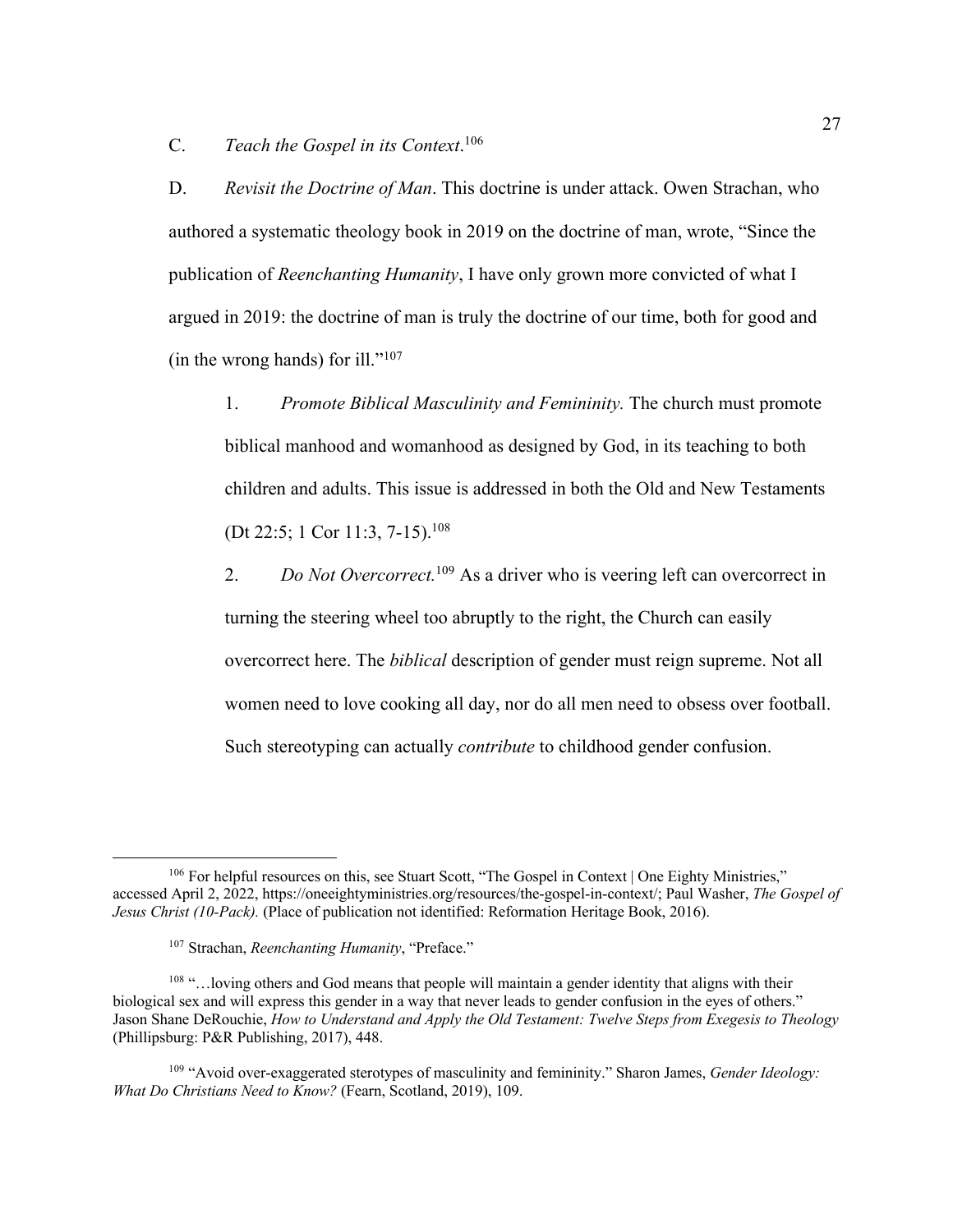C. *Teach the Gospel in its Context*.[106]

D. *Revisit the Doctrine of Man*. This doctrine is under attack. Owen Strachan, who authored a systematic theology book in 2019 on the doctrine of man, wrote, "Since the publication of *Reenchanting Humanity*, I have only grown more convicted of what I argued in 2019: the doctrine of man is truly the doctrine of our time, both for good and (in the wrong hands) for ill."[107]

1. *Promote Biblical Masculinity and Femininity.* The church must promote biblical manhood and womanhood as designed by God, in its teaching to both children and adults. This issue is addressed in both the Old and New Testaments (Dt 22:5; 1 Cor 11:3, 7-15).[108]

2. *Do Not Overcorrect.*[109] As a driver who is veering left can overcorrect in turning the steering wheel too abruptly to the right, the Church can easily overcorrect here. The *biblical* description of gender must reign supreme. Not all women need to love cooking all day, nor do all men need to obsess over football. Such stereotyping can actually *contribute* to childhood gender confusion.

---

[106] For helpful resources on this, see Stuart Scott, "The Gospel in Context | One Eighty Ministries," accessed April 2, 2022, https://oneeightyministries.org/resources/the-gospel-in-context/; Paul Washer, *The Gospel of Jesus Christ (10-Pack).* (Place of publication not identified: Reformation Heritage Book, 2016).

[107] Strachan, *Reenchanting Humanity*, "Preface."

[108] "…loving others and God means that people will maintain a gender identity that aligns with their biological sex and will express this gender in a way that never leads to gender confusion in the eyes of others." Jason Shane DeRouchie, *How to Understand and Apply the Old Testament: Twelve Steps from Exegesis to Theology* (Phillipsburg: P&R Publishing, 2017), 448.

[109] "Avoid over-exaggerated sterotypes of masculinity and femininity." Sharon James, *Gender Ideology: What Do Christians Need to Know?* (Fearn, Scotland, 2019), 109.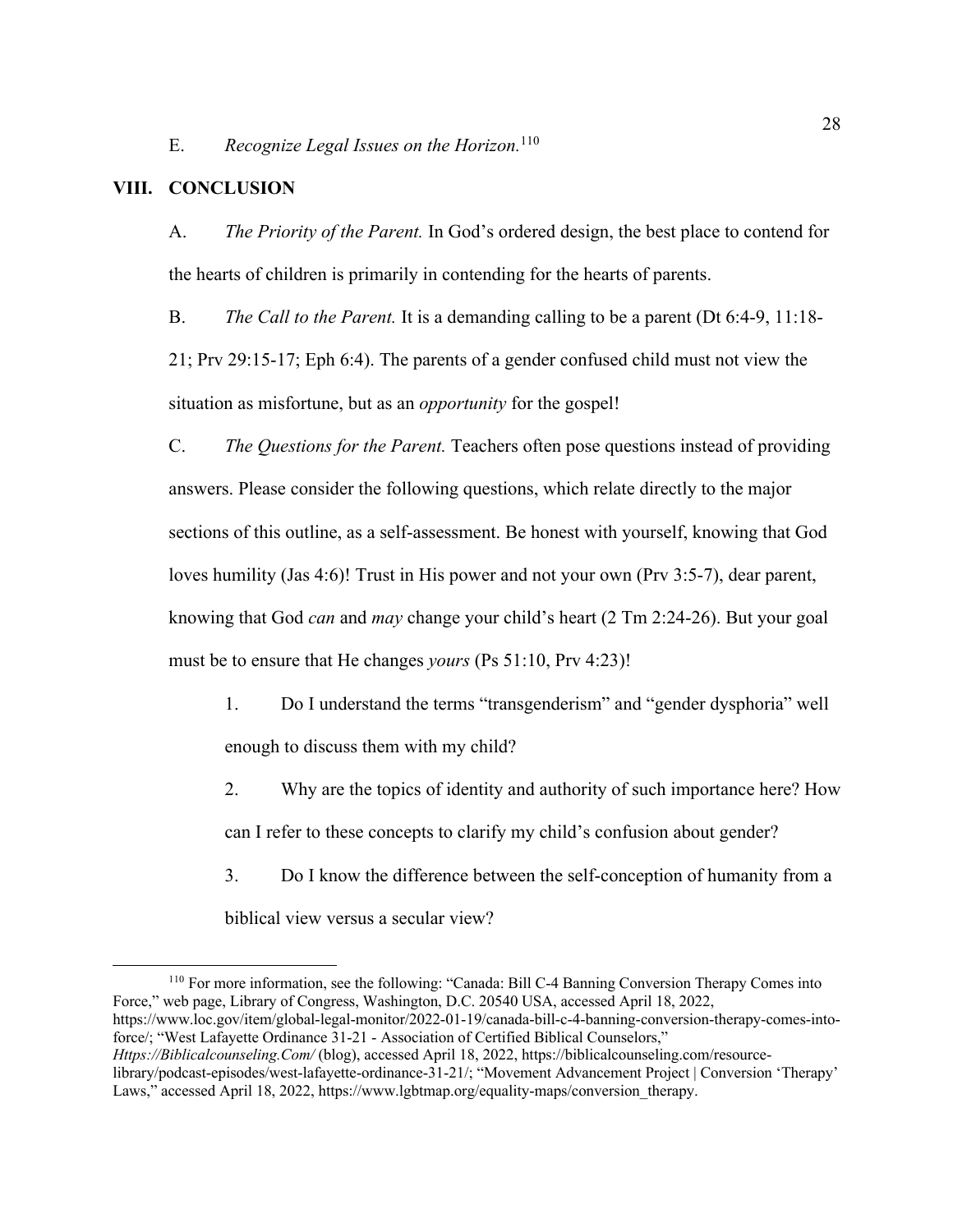E. *Recognize Legal Issues on the Horizon.*[110]

## VIII. CONCLUSION

A. *The Priority of the Parent.* In God's ordered design, the best place to contend for the hearts of children is primarily in contending for the hearts of parents.

B. *The Call to the Parent.* It is a demanding calling to be a parent (Dt 6:4-9, 11:18-21; Prv 29:15-17; Eph 6:4). The parents of a gender confused child must not view the situation as misfortune, but as an *opportunity* for the gospel!

C. *The Questions for the Parent.* Teachers often pose questions instead of providing answers. Please consider the following questions, which relate directly to the major sections of this outline, as a self-assessment. Be honest with yourself, knowing that God loves humility (Jas 4:6)! Trust in His power and not your own (Prv 3:5-7), dear parent, knowing that God *can* and *may* change your child's heart (2 Tm 2:24-26). But your goal must be to ensure that He changes *yours* (Ps 51:10, Prv 4:23)!

1. Do I understand the terms "transgenderism" and "gender dysphoria" well enough to discuss them with my child?

2. Why are the topics of identity and authority of such importance here? How can I refer to these concepts to clarify my child's confusion about gender?

3. Do I know the difference between the self-conception of humanity from a biblical view versus a secular view?

---

[110] For more information, see the following: "Canada: Bill C-4 Banning Conversion Therapy Comes into Force," web page, Library of Congress, Washington, D.C. 20540 USA, accessed April 18, 2022, https://www.loc.gov/item/global-legal-monitor/2022-01-19/canada-bill-c-4-banning-conversion-therapy-comes-into-force/; "West Lafayette Ordinance 31-21 - Association of Certified Biblical Counselors," *Https://Biblicalcounseling.Com/* (blog), accessed April 18, 2022, https://biblicalcounseling.com/resource-library/podcast-episodes/west-lafayette-ordinance-31-21/; "Movement Advancement Project | Conversion 'Therapy' Laws," accessed April 18, 2022, https://www.lgbtmap.org/equality-maps/conversion_therapy.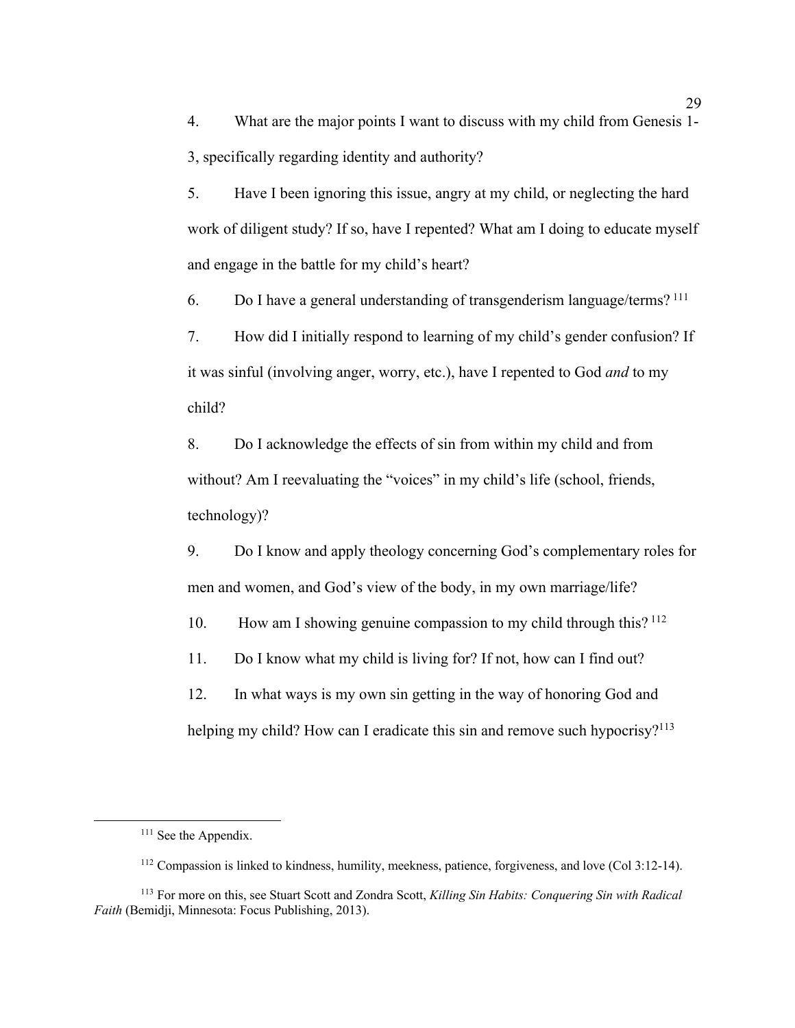4. What are the major points I want to discuss with my child from Genesis 1-3, specifically regarding identity and authority?

5. Have I been ignoring this issue, angry at my child, or neglecting the hard work of diligent study? If so, have I repented? What am I doing to educate myself and engage in the battle for my child's heart?

6. Do I have a general understanding of transgenderism language/terms? [111]

7. How did I initially respond to learning of my child's gender confusion? If it was sinful (involving anger, worry, etc.), have I repented to God *and* to my child?

8. Do I acknowledge the effects of sin from within my child and from without? Am I reevaluating the "voices" in my child's life (school, friends, technology)?

9. Do I know and apply theology concerning God's complementary roles for men and women, and God's view of the body, in my own marriage/life?

10. How am I showing genuine compassion to my child through this? [112]

11. Do I know what my child is living for? If not, how can I find out?

12. In what ways is my own sin getting in the way of honoring God and helping my child? How can I eradicate this sin and remove such hypocrisy?[113]

---

[111] See the Appendix.

[112] Compassion is linked to kindness, humility, meekness, patience, forgiveness, and love (Col 3:12-14).

[113] For more on this, see Stuart Scott and Zondra Scott, *Killing Sin Habits: Conquering Sin with Radical Faith* (Bemidji, Minnesota: Focus Publishing, 2013).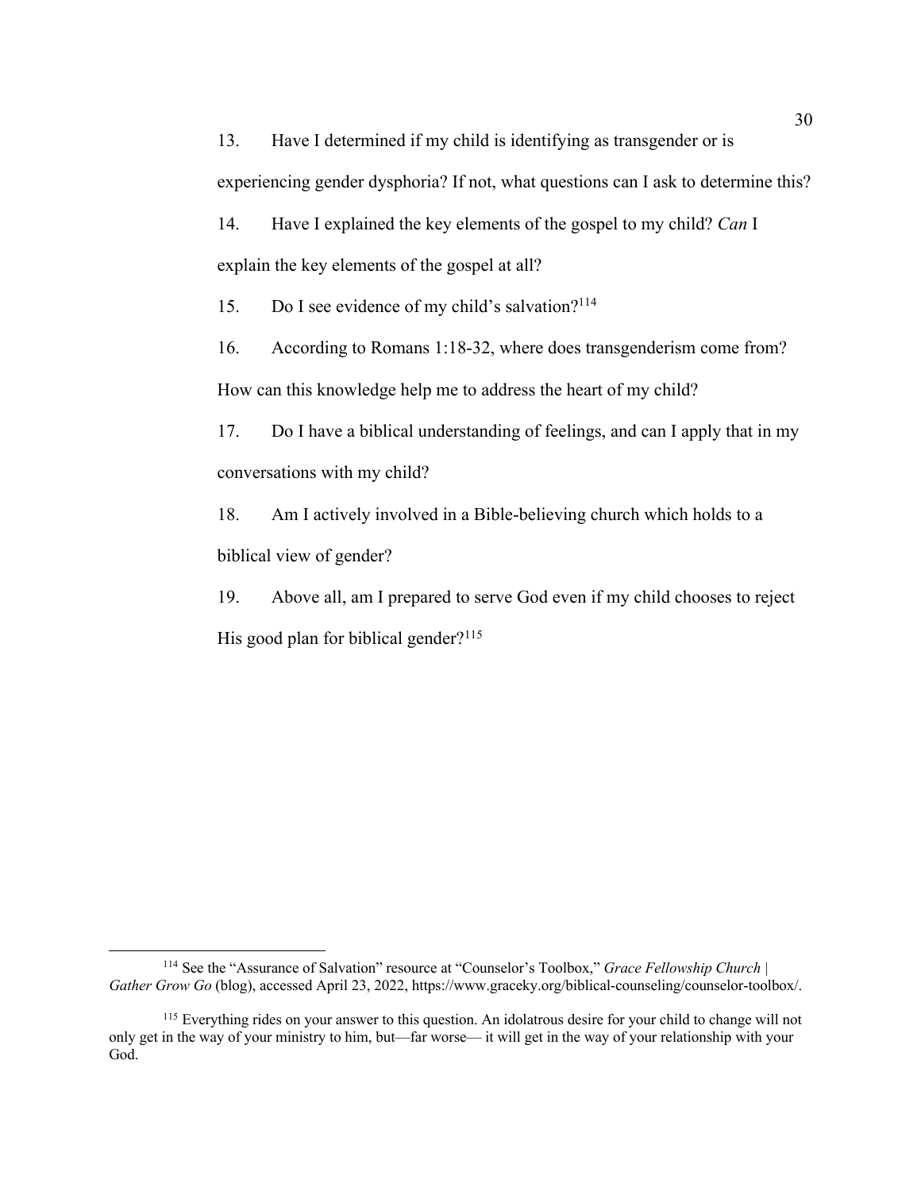13. Have I determined if my child is identifying as transgender or is experiencing gender dysphoria? If not, what questions can I ask to determine this?

14. Have I explained the key elements of the gospel to my child? *Can* I explain the key elements of the gospel at all?

15. Do I see evidence of my child's salvation?[114]

16. According to Romans 1:18-32, where does transgenderism come from? How can this knowledge help me to address the heart of my child?

17. Do I have a biblical understanding of feelings, and can I apply that in my conversations with my child?

18. Am I actively involved in a Bible-believing church which holds to a biblical view of gender?

19. Above all, am I prepared to serve God even if my child chooses to reject His good plan for biblical gender?[115]

---

[114] See the "Assurance of Salvation" resource at "Counselor's Toolbox," *Grace Fellowship Church | Gather Grow Go* (blog), accessed April 23, 2022, https://www.graceky.org/biblical-counseling/counselor-toolbox/.

[115] Everything rides on your answer to this question. An idolatrous desire for your child to change will not only get in the way of your ministry to him, but—far worse— it will get in the way of your relationship with your God.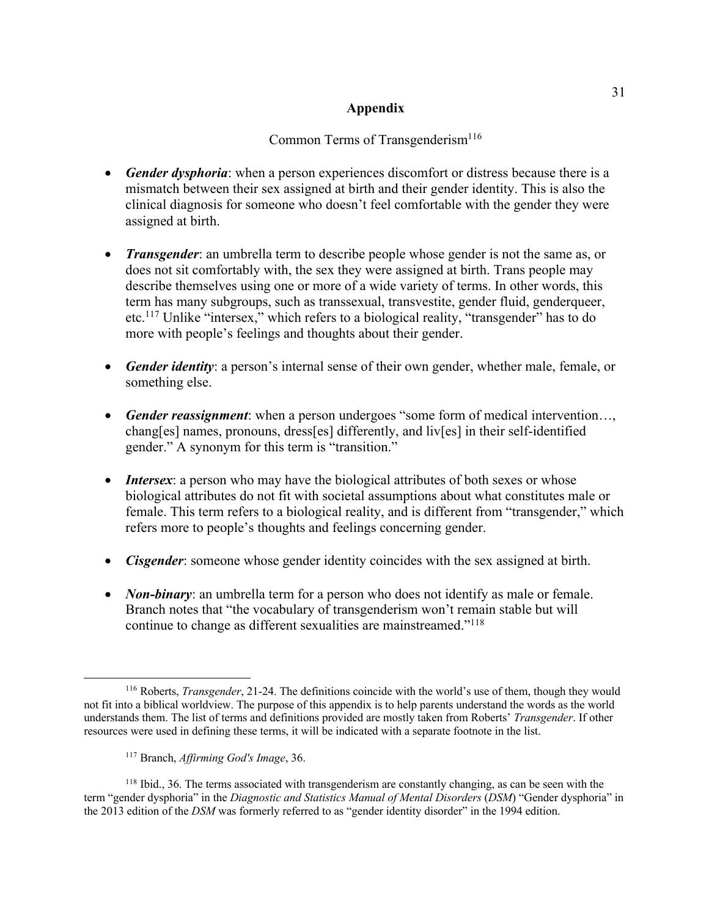# Appendix

Common Terms of Transgenderism[116]

- ***Gender dysphoria***: when a person experiences discomfort or distress because there is a mismatch between their sex assigned at birth and their gender identity. This is also the clinical diagnosis for someone who doesn't feel comfortable with the gender they were assigned at birth.

- ***Transgender***: an umbrella term to describe people whose gender is not the same as, or does not sit comfortably with, the sex they were assigned at birth. Trans people may describe themselves using one or more of a wide variety of terms. In other words, this term has many subgroups, such as transsexual, transvestite, gender fluid, genderqueer, etc.[117] Unlike "intersex," which refers to a biological reality, "transgender" has to do more with people's feelings and thoughts about their gender.

- ***Gender identity***: a person's internal sense of their own gender, whether male, female, or something else.

- ***Gender reassignment***: when a person undergoes "some form of medical intervention…, chang[es] names, pronouns, dress[es] differently, and liv[es] in their self-identified gender." A synonym for this term is "transition."

- ***Intersex***: a person who may have the biological attributes of both sexes or whose biological attributes do not fit with societal assumptions about what constitutes male or female. This term refers to a biological reality, and is different from "transgender," which refers more to people's thoughts and feelings concerning gender.

- ***Cisgender***: someone whose gender identity coincides with the sex assigned at birth.

- ***Non-binary***: an umbrella term for a person who does not identify as male or female. Branch notes that "the vocabulary of transgenderism won't remain stable but will continue to change as different sexualities are mainstreamed."[118]

---

[116] Roberts, *Transgender*, 21-24. The definitions coincide with the world's use of them, though they would not fit into a biblical worldview. The purpose of this appendix is to help parents understand the words as the world understands them. The list of terms and definitions provided are mostly taken from Roberts' *Transgender*. If other resources were used in defining these terms, it will be indicated with a separate footnote in the list.

[117] Branch, *Affirming God's Image*, 36.

[118] Ibid., 36. The terms associated with transgenderism are constantly changing, as can be seen with the term "gender dysphoria" in the *Diagnostic and Statistics Manual of Mental Disorders* (*DSM*) "Gender dysphoria" in the 2013 edition of the *DSM* was formerly referred to as "gender identity disorder" in the 1994 edition.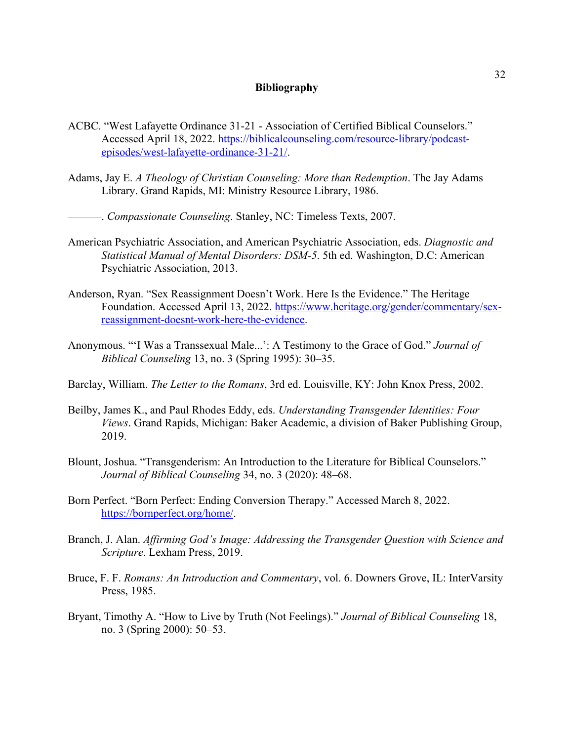## Bibliography

ACBC. "West Lafayette Ordinance 31-21 - Association of Certified Biblical Counselors." Accessed April 18, 2022. https://biblicalcounseling.com/resource-library/podcast-episodes/west-lafayette-ordinance-31-21/.

Adams, Jay E. *A Theology of Christian Counseling: More than Redemption*. The Jay Adams Library. Grand Rapids, MI: Ministry Resource Library, 1986.

———. *Compassionate Counseling*. Stanley, NC: Timeless Texts, 2007.

American Psychiatric Association, and American Psychiatric Association, eds. *Diagnostic and Statistical Manual of Mental Disorders: DSM-5*. 5th ed. Washington, D.C: American Psychiatric Association, 2013.

Anderson, Ryan. "Sex Reassignment Doesn't Work. Here Is the Evidence." The Heritage Foundation. Accessed April 13, 2022. https://www.heritage.org/gender/commentary/sex-reassignment-doesnt-work-here-the-evidence.

Anonymous. "'I Was a Transsexual Male...': A Testimony to the Grace of God." *Journal of Biblical Counseling* 13, no. 3 (Spring 1995): 30–35.

Barclay, William. *The Letter to the Romans*, 3rd ed. Louisville, KY: John Knox Press, 2002.

Beilby, James K., and Paul Rhodes Eddy, eds. *Understanding Transgender Identities: Four Views*. Grand Rapids, Michigan: Baker Academic, a division of Baker Publishing Group, 2019.

Blount, Joshua. "Transgenderism: An Introduction to the Literature for Biblical Counselors." *Journal of Biblical Counseling* 34, no. 3 (2020): 48–68.

Born Perfect. "Born Perfect: Ending Conversion Therapy." Accessed March 8, 2022. https://bornperfect.org/home/.

Branch, J. Alan. *Affirming God's Image: Addressing the Transgender Question with Science and Scripture*. Lexham Press, 2019.

Bruce, F. F. *Romans: An Introduction and Commentary*, vol. 6. Downers Grove, IL: InterVarsity Press, 1985.

Bryant, Timothy A. "How to Live by Truth (Not Feelings)." *Journal of Biblical Counseling* 18, no. 3 (Spring 2000): 50–53.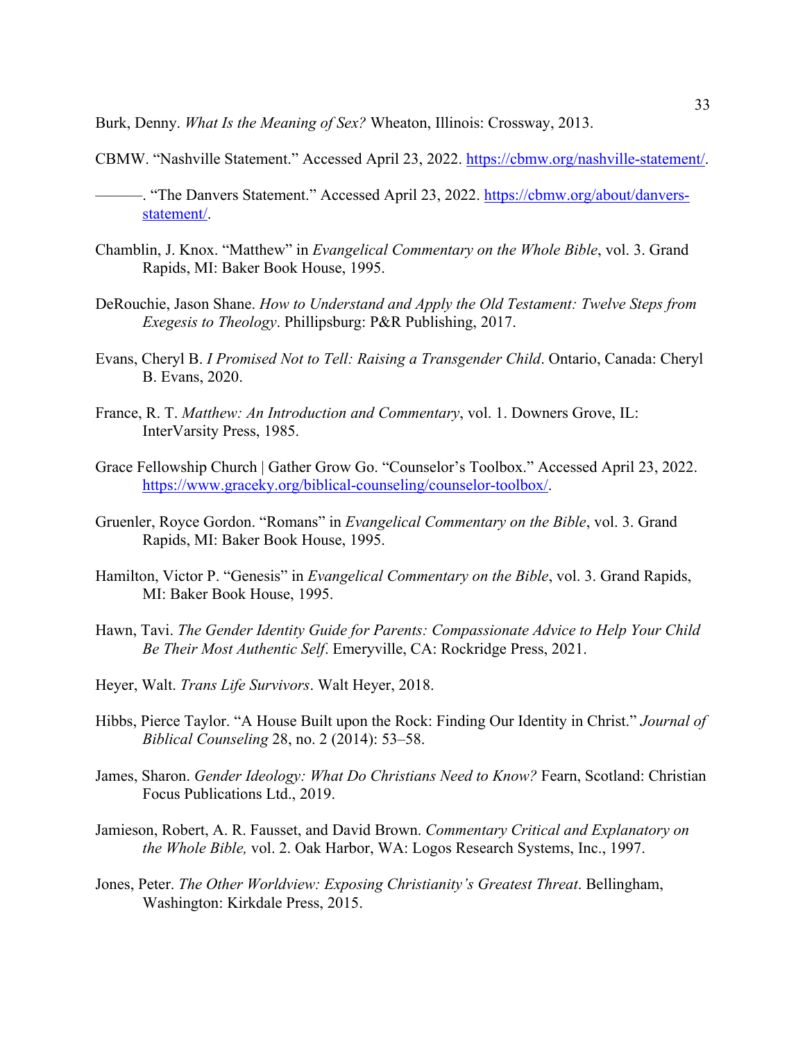Burk, Denny. *What Is the Meaning of Sex?* Wheaton, Illinois: Crossway, 2013.

CBMW. "Nashville Statement." Accessed April 23, 2022. https://cbmw.org/nashville-statement/.

———. "The Danvers Statement." Accessed April 23, 2022. https://cbmw.org/about/danvers-statement/.

Chamblin, J. Knox. "Matthew" in *Evangelical Commentary on the Whole Bible*, vol. 3. Grand Rapids, MI: Baker Book House, 1995.

DeRouchie, Jason Shane. *How to Understand and Apply the Old Testament: Twelve Steps from Exegesis to Theology*. Phillipsburg: P&R Publishing, 2017.

Evans, Cheryl B. *I Promised Not to Tell: Raising a Transgender Child*. Ontario, Canada: Cheryl B. Evans, 2020.

France, R. T. *Matthew: An Introduction and Commentary*, vol. 1. Downers Grove, IL: InterVarsity Press, 1985.

Grace Fellowship Church | Gather Grow Go. "Counselor's Toolbox." Accessed April 23, 2022. https://www.graceky.org/biblical-counseling/counselor-toolbox/.

Gruenler, Royce Gordon. "Romans" in *Evangelical Commentary on the Bible*, vol. 3. Grand Rapids, MI: Baker Book House, 1995.

Hamilton, Victor P. "Genesis" in *Evangelical Commentary on the Bible*, vol. 3. Grand Rapids, MI: Baker Book House, 1995.

Hawn, Tavi. *The Gender Identity Guide for Parents: Compassionate Advice to Help Your Child Be Their Most Authentic Self*. Emeryville, CA: Rockridge Press, 2021.

Heyer, Walt. *Trans Life Survivors*. Walt Heyer, 2018.

Hibbs, Pierce Taylor. "A House Built upon the Rock: Finding Our Identity in Christ." *Journal of Biblical Counseling* 28, no. 2 (2014): 53–58.

James, Sharon. *Gender Ideology: What Do Christians Need to Know?* Fearn, Scotland: Christian Focus Publications Ltd., 2019.

Jamieson, Robert, A. R. Fausset, and David Brown. *Commentary Critical and Explanatory on the Whole Bible,* vol. 2. Oak Harbor, WA: Logos Research Systems, Inc., 1997.

Jones, Peter. *The Other Worldview: Exposing Christianity's Greatest Threat*. Bellingham, Washington: Kirkdale Press, 2015.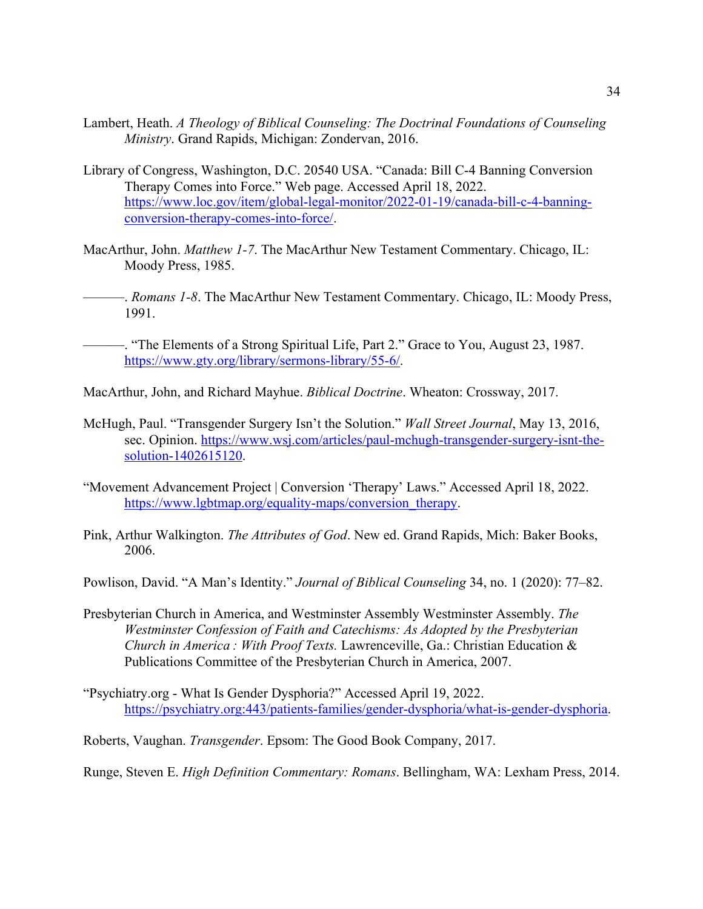Lambert, Heath. *A Theology of Biblical Counseling: The Doctrinal Foundations of Counseling Ministry*. Grand Rapids, Michigan: Zondervan, 2016.

Library of Congress, Washington, D.C. 20540 USA. "Canada: Bill C-4 Banning Conversion Therapy Comes into Force." Web page. Accessed April 18, 2022. https://www.loc.gov/item/global-legal-monitor/2022-01-19/canada-bill-c-4-banning-conversion-therapy-comes-into-force/.

MacArthur, John. *Matthew 1-7*. The MacArthur New Testament Commentary. Chicago, IL: Moody Press, 1985.

———. *Romans 1-8*. The MacArthur New Testament Commentary. Chicago, IL: Moody Press, 1991.

———. "The Elements of a Strong Spiritual Life, Part 2." Grace to You, August 23, 1987. https://www.gty.org/library/sermons-library/55-6/.

MacArthur, John, and Richard Mayhue. *Biblical Doctrine*. Wheaton: Crossway, 2017.

McHugh, Paul. "Transgender Surgery Isn't the Solution." *Wall Street Journal*, May 13, 2016, sec. Opinion. https://www.wsj.com/articles/paul-mchugh-transgender-surgery-isnt-the-solution-1402615120.

"Movement Advancement Project | Conversion 'Therapy' Laws." Accessed April 18, 2022. https://www.lgbtmap.org/equality-maps/conversion_therapy.

Pink, Arthur Walkington. *The Attributes of God*. New ed. Grand Rapids, Mich: Baker Books, 2006.

Powlison, David. "A Man's Identity." *Journal of Biblical Counseling* 34, no. 1 (2020): 77–82.

Presbyterian Church in America, and Westminster Assembly Westminster Assembly. *The Westminster Confession of Faith and Catechisms: As Adopted by the Presbyterian Church in America : With Proof Texts.* Lawrenceville, Ga.: Christian Education & Publications Committee of the Presbyterian Church in America, 2007.

"Psychiatry.org - What Is Gender Dysphoria?" Accessed April 19, 2022. https://psychiatry.org:443/patients-families/gender-dysphoria/what-is-gender-dysphoria.

Roberts, Vaughan. *Transgender*. Epsom: The Good Book Company, 2017.

Runge, Steven E. *High Definition Commentary: Romans*. Bellingham, WA: Lexham Press, 2014.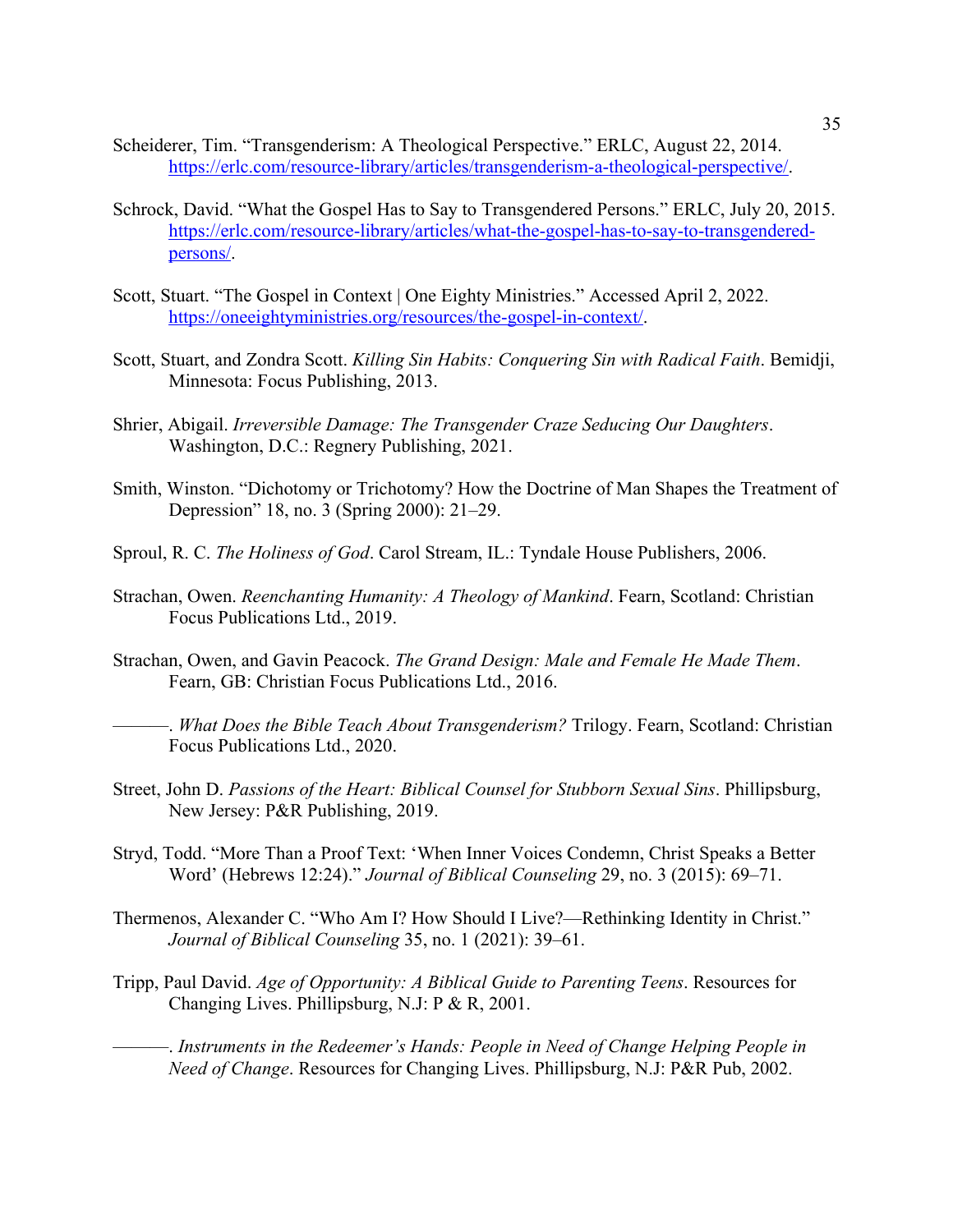Scheiderer, Tim. "Transgenderism: A Theological Perspective." ERLC, August 22, 2014. https://erlc.com/resource-library/articles/transgenderism-a-theological-perspective/.

Schrock, David. "What the Gospel Has to Say to Transgendered Persons." ERLC, July 20, 2015. https://erlc.com/resource-library/articles/what-the-gospel-has-to-say-to-transgendered-persons/.

Scott, Stuart. "The Gospel in Context | One Eighty Ministries." Accessed April 2, 2022. https://oneeightyministries.org/resources/the-gospel-in-context/.

Scott, Stuart, and Zondra Scott. *Killing Sin Habits: Conquering Sin with Radical Faith*. Bemidji, Minnesota: Focus Publishing, 2013.

Shrier, Abigail. *Irreversible Damage: The Transgender Craze Seducing Our Daughters*. Washington, D.C.: Regnery Publishing, 2021.

Smith, Winston. "Dichotomy or Trichotomy? How the Doctrine of Man Shapes the Treatment of Depression" 18, no. 3 (Spring 2000): 21–29.

Sproul, R. C. *The Holiness of God*. Carol Stream, IL.: Tyndale House Publishers, 2006.

Strachan, Owen. *Reenchanting Humanity: A Theology of Mankind*. Fearn, Scotland: Christian Focus Publications Ltd., 2019.

Strachan, Owen, and Gavin Peacock. *The Grand Design: Male and Female He Made Them*. Fearn, GB: Christian Focus Publications Ltd., 2016.

———. *What Does the Bible Teach About Transgenderism?* Trilogy. Fearn, Scotland: Christian Focus Publications Ltd., 2020.

Street, John D. *Passions of the Heart: Biblical Counsel for Stubborn Sexual Sins*. Phillipsburg, New Jersey: P&R Publishing, 2019.

Stryd, Todd. "More Than a Proof Text: 'When Inner Voices Condemn, Christ Speaks a Better Word' (Hebrews 12:24)." *Journal of Biblical Counseling* 29, no. 3 (2015): 69–71.

Thermenos, Alexander C. "Who Am I? How Should I Live?—Rethinking Identity in Christ." *Journal of Biblical Counseling* 35, no. 1 (2021): 39–61.

Tripp, Paul David. *Age of Opportunity: A Biblical Guide to Parenting Teens*. Resources for Changing Lives. Phillipsburg, N.J: P & R, 2001.

———. *Instruments in the Redeemer's Hands: People in Need of Change Helping People in Need of Change*. Resources for Changing Lives. Phillipsburg, N.J: P&R Pub, 2002.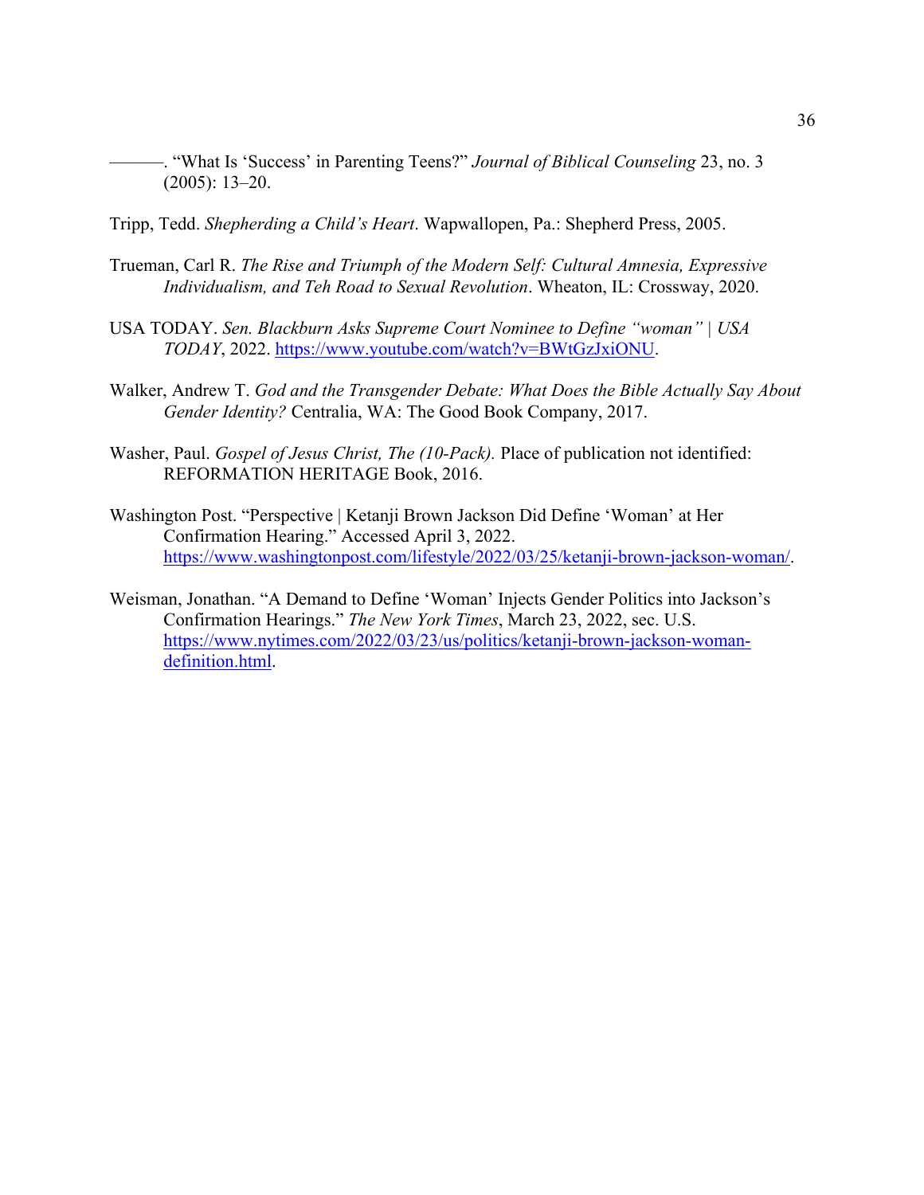———. “What Is ‘Success’ in Parenting Teens?” *Journal of Biblical Counseling* 23, no. 3 (2005): 13–20.

Tripp, Tedd. *Shepherding a Child’s Heart*. Wapwallopen, Pa.: Shepherd Press, 2005.

Trueman, Carl R. *The Rise and Triumph of the Modern Self: Cultural Amnesia, Expressive Individualism, and Teh Road to Sexual Revolution*. Wheaton, IL: Crossway, 2020.

USA TODAY. *Sen. Blackburn Asks Supreme Court Nominee to Define “woman” | USA TODAY*, 2022. https://www.youtube.com/watch?v=BWtGzJxiONU.

Walker, Andrew T. *God and the Transgender Debate: What Does the Bible Actually Say About Gender Identity?* Centralia, WA: The Good Book Company, 2017.

Washer, Paul. *Gospel of Jesus Christ, The (10-Pack).* Place of publication not identified: REFORMATION HERITAGE Book, 2016.

Washington Post. “Perspective | Ketanji Brown Jackson Did Define ‘Woman’ at Her Confirmation Hearing.” Accessed April 3, 2022. https://www.washingtonpost.com/lifestyle/2022/03/25/ketanji-brown-jackson-woman/.

Weisman, Jonathan. “A Demand to Define ‘Woman’ Injects Gender Politics into Jackson’s Confirmation Hearings.” *The New York Times*, March 23, 2022, sec. U.S. https://www.nytimes.com/2022/03/23/us/politics/ketanji-brown-jackson-woman-definition.html.